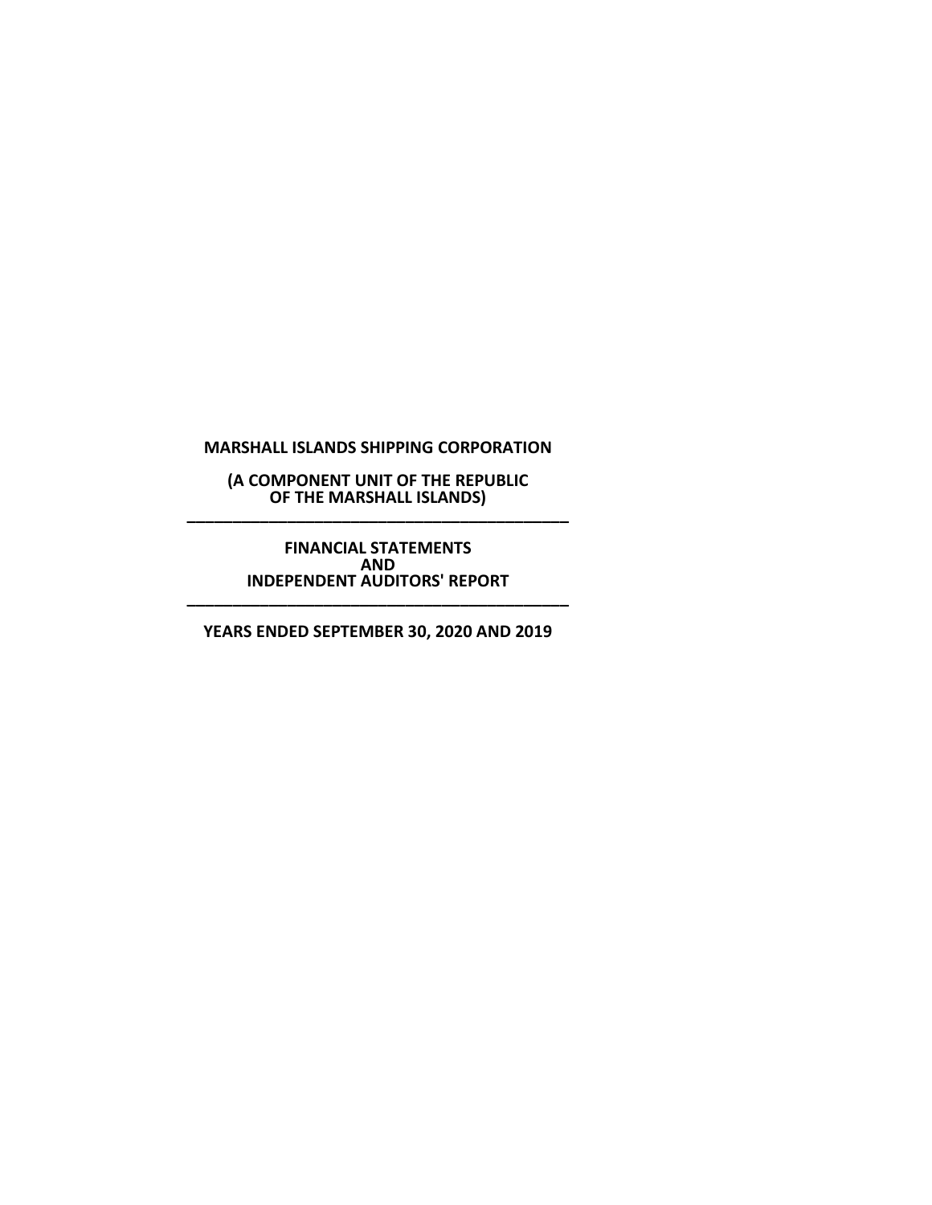**MARSHALL ISLANDS SHIPPING CORPORATION**

**(A COMPONENT UNIT OF THE REPUBLIC OF THE MARSHALL ISLANDS)**

---

**FINANCIAL STATEMENTS AND INDEPENDENT AUDITORS' REPORT**

---

**YEARS ENDED SEPTEMBER 30, 2020 AND 2019**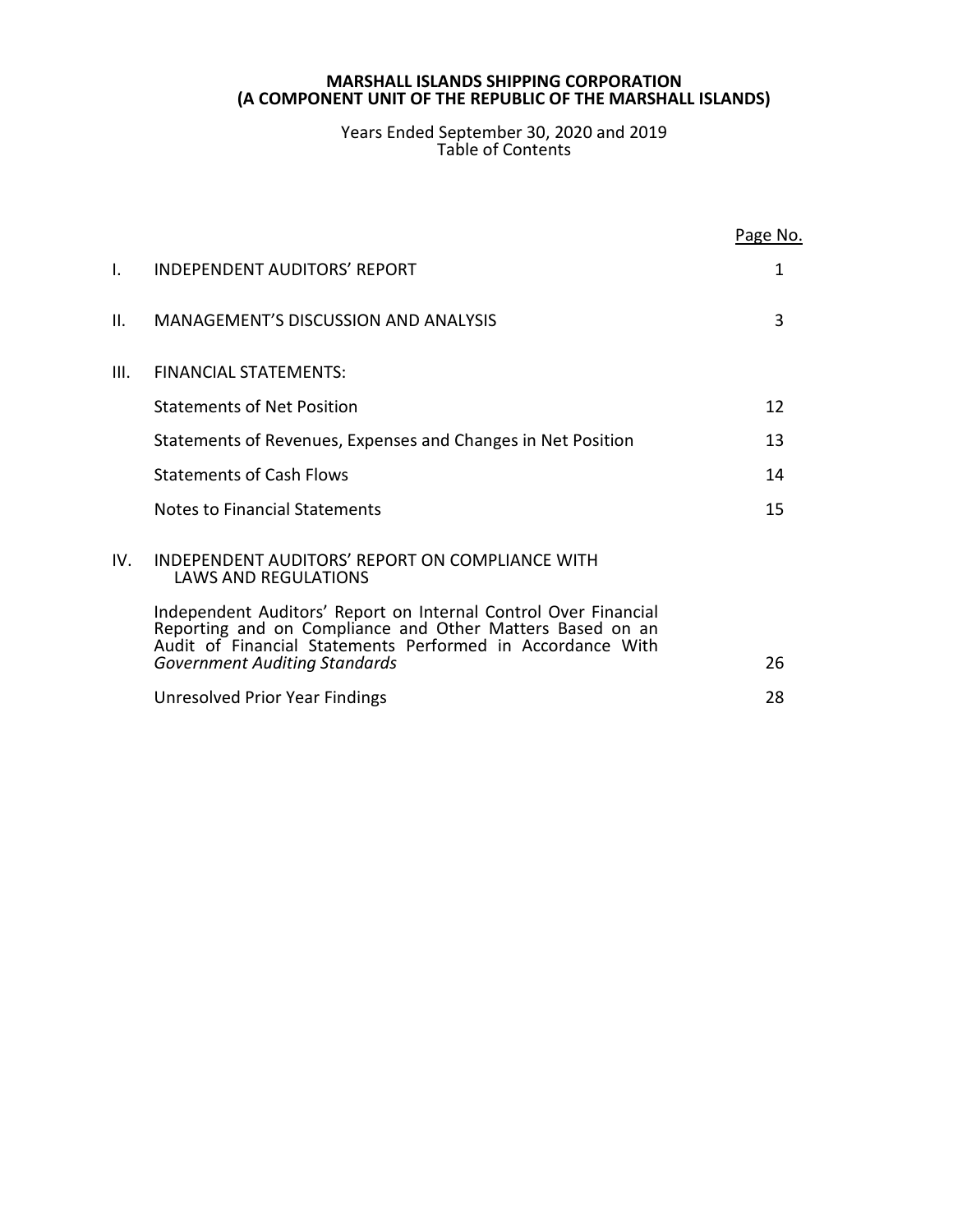**MARSHALL ISLANDS SHIPPING CORPORATION**
**(A COMPONENT UNIT OF THE REPUBLIC OF THE MARSHALL ISLANDS)**

Years Ended September 30, 2020 and 2019
Table of Contents

| | | Page No. |
|---|---|---|
| I. | INDEPENDENT AUDITORS' REPORT | 1 |
| II. | MANAGEMENT'S DISCUSSION AND ANALYSIS | 3 |
| III. | FINANCIAL STATEMENTS: | |
| | Statements of Net Position | 12 |
| | Statements of Revenues, Expenses and Changes in Net Position | 13 |
| | Statements of Cash Flows | 14 |
| | Notes to Financial Statements | 15 |
| IV. | INDEPENDENT AUDITORS' REPORT ON COMPLIANCE WITH LAWS AND REGULATIONS | |
| | Independent Auditors' Report on Internal Control Over Financial Reporting and on Compliance and Other Matters Based on an Audit of Financial Statements Performed in Accordance With *Government Auditing Standards* | 26 |
| | Unresolved Prior Year Findings | 28 |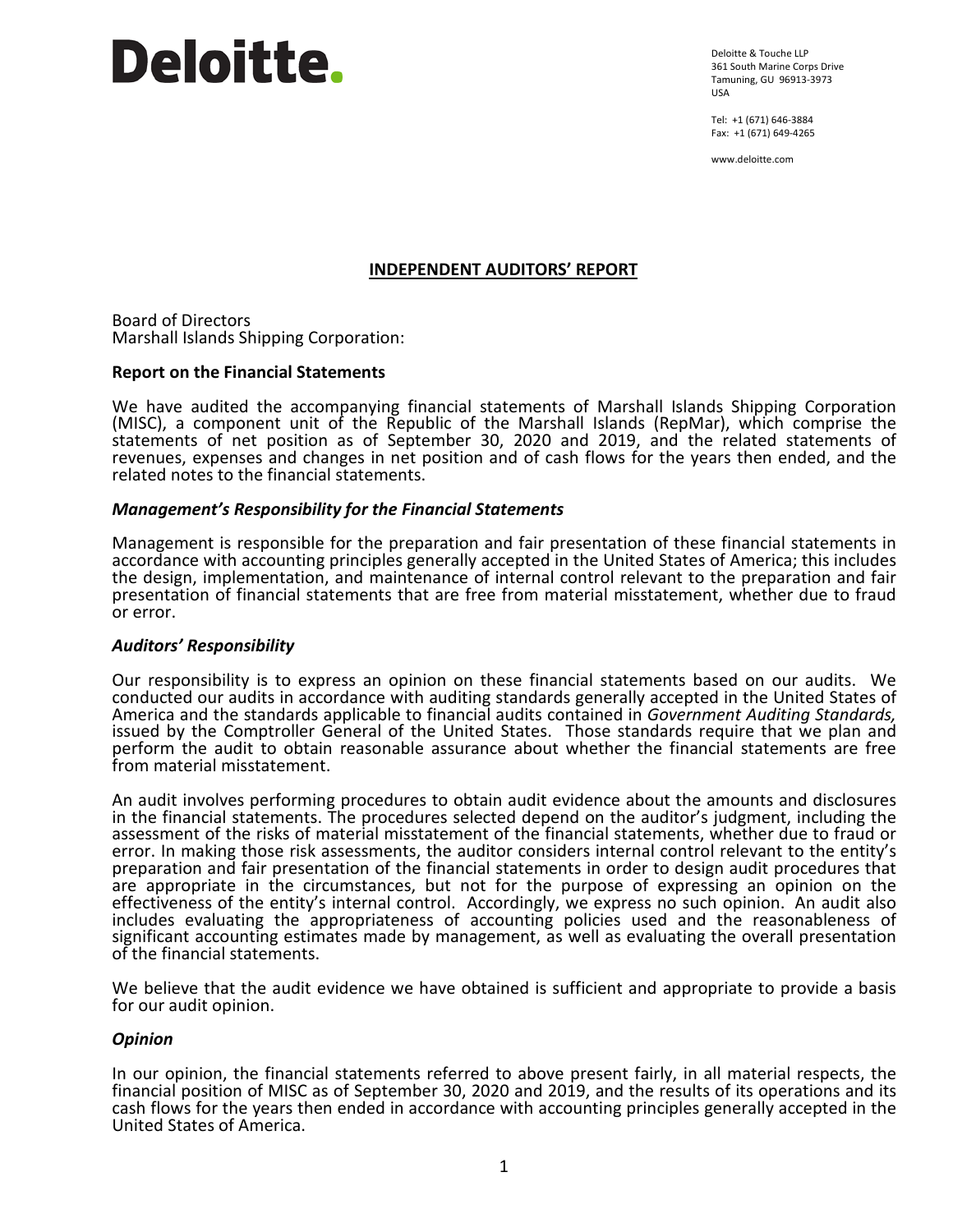Deloitte.

Deloitte & Touche LLP
361 South Marine Corps Drive
Tamuning, GU 96913-3973
USA

Tel: +1 (671) 646-3884
Fax: +1 (671) 649-4265

www.deloitte.com

## INDEPENDENT AUDITORS' REPORT

Board of Directors
Marshall Islands Shipping Corporation:

### Report on the Financial Statements

We have audited the accompanying financial statements of Marshall Islands Shipping Corporation (MISC), a component unit of the Republic of the Marshall Islands (RepMar), which comprise the statements of net position as of September 30, 2020 and 2019, and the related statements of revenues, expenses and changes in net position and of cash flows for the years then ended, and the related notes to the financial statements.

### *Management's Responsibility for the Financial Statements*

Management is responsible for the preparation and fair presentation of these financial statements in accordance with accounting principles generally accepted in the United States of America; this includes the design, implementation, and maintenance of internal control relevant to the preparation and fair presentation of financial statements that are free from material misstatement, whether due to fraud or error.

### *Auditors' Responsibility*

Our responsibility is to express an opinion on these financial statements based on our audits. We conducted our audits in accordance with auditing standards generally accepted in the United States of America and the standards applicable to financial audits contained in *Government Auditing Standards,* issued by the Comptroller General of the United States. Those standards require that we plan and perform the audit to obtain reasonable assurance about whether the financial statements are free from material misstatement.

An audit involves performing procedures to obtain audit evidence about the amounts and disclosures in the financial statements. The procedures selected depend on the auditor's judgment, including the assessment of the risks of material misstatement of the financial statements, whether due to fraud or error. In making those risk assessments, the auditor considers internal control relevant to the entity's preparation and fair presentation of the financial statements in order to design audit procedures that are appropriate in the circumstances, but not for the purpose of expressing an opinion on the effectiveness of the entity's internal control. Accordingly, we express no such opinion. An audit also includes evaluating the appropriateness of accounting policies used and the reasonableness of significant accounting estimates made by management, as well as evaluating the overall presentation of the financial statements.

We believe that the audit evidence we have obtained is sufficient and appropriate to provide a basis for our audit opinion.

### *Opinion*

In our opinion, the financial statements referred to above present fairly, in all material respects, the financial position of MISC as of September 30, 2020 and 2019, and the results of its operations and its cash flows for the years then ended in accordance with accounting principles generally accepted in the United States of America.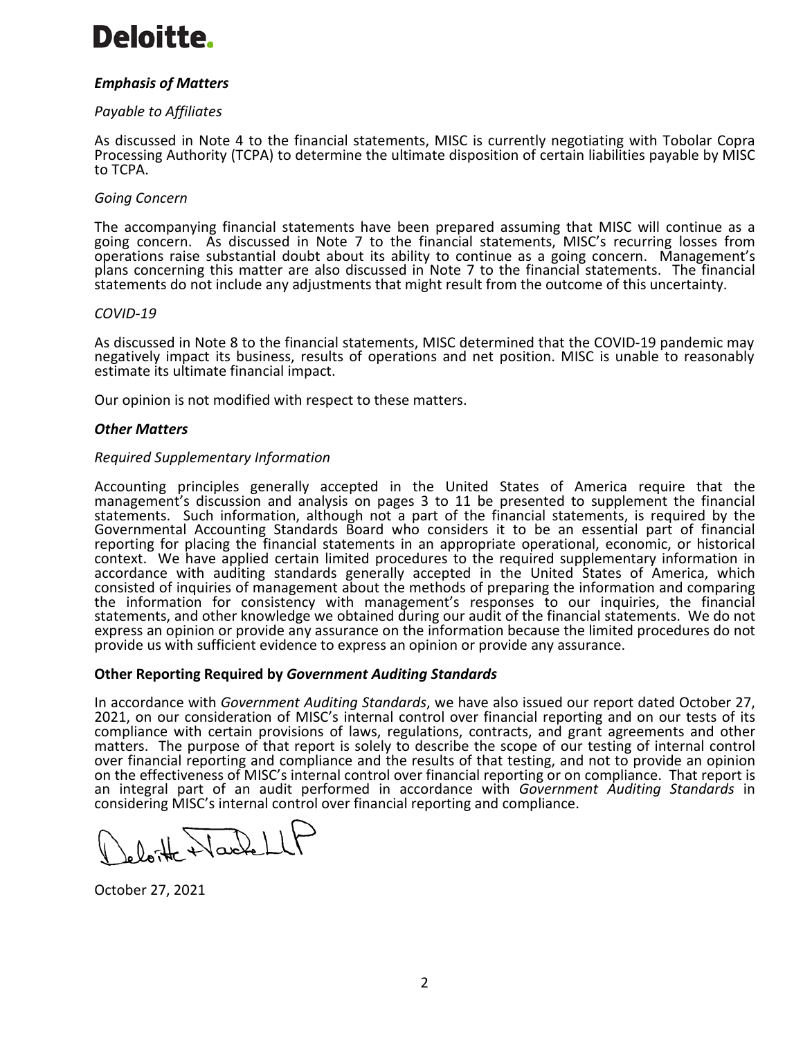Deloitte.

***Emphasis of Matters***

*Payable to Affiliates*

As discussed in Note 4 to the financial statements, MISC is currently negotiating with Tobolar Copra Processing Authority (TCPA) to determine the ultimate disposition of certain liabilities payable by MISC to TCPA.

*Going Concern*

The accompanying financial statements have been prepared assuming that MISC will continue as a going concern. As discussed in Note 7 to the financial statements, MISC's recurring losses from operations raise substantial doubt about its ability to continue as a going concern. Management's plans concerning this matter are also discussed in Note 7 to the financial statements. The financial statements do not include any adjustments that might result from the outcome of this uncertainty.

*COVID-19*

As discussed in Note 8 to the financial statements, MISC determined that the COVID-19 pandemic may negatively impact its business, results of operations and net position. MISC is unable to reasonably estimate its ultimate financial impact.

Our opinion is not modified with respect to these matters.

***Other Matters***

*Required Supplementary Information*

Accounting principles generally accepted in the United States of America require that the management's discussion and analysis on pages 3 to 11 be presented to supplement the financial statements. Such information, although not a part of the financial statements, is required by the Governmental Accounting Standards Board who considers it to be an essential part of financial reporting for placing the financial statements in an appropriate operational, economic, or historical context. We have applied certain limited procedures to the required supplementary information in accordance with auditing standards generally accepted in the United States of America, which consisted of inquiries of management about the methods of preparing the information and comparing the information for consistency with management's responses to our inquiries, the financial statements, and other knowledge we obtained during our audit of the financial statements. We do not express an opinion or provide any assurance on the information because the limited procedures do not provide us with sufficient evidence to express an opinion or provide any assurance.

**Other Reporting Required by *Government Auditing Standards***

In accordance with *Government Auditing Standards*, we have also issued our report dated October 27, 2021, on our consideration of MISC's internal control over financial reporting and on our tests of its compliance with certain provisions of laws, regulations, contracts, and grant agreements and other matters. The purpose of that report is solely to describe the scope of our testing of internal control over financial reporting and compliance and the results of that testing, and not to provide an opinion on the effectiveness of MISC's internal control over financial reporting or on compliance. That report is an integral part of an audit performed in accordance with *Government Auditing Standards* in considering MISC's internal control over financial reporting and compliance.

Deloitte + Touche LLP

October 27, 2021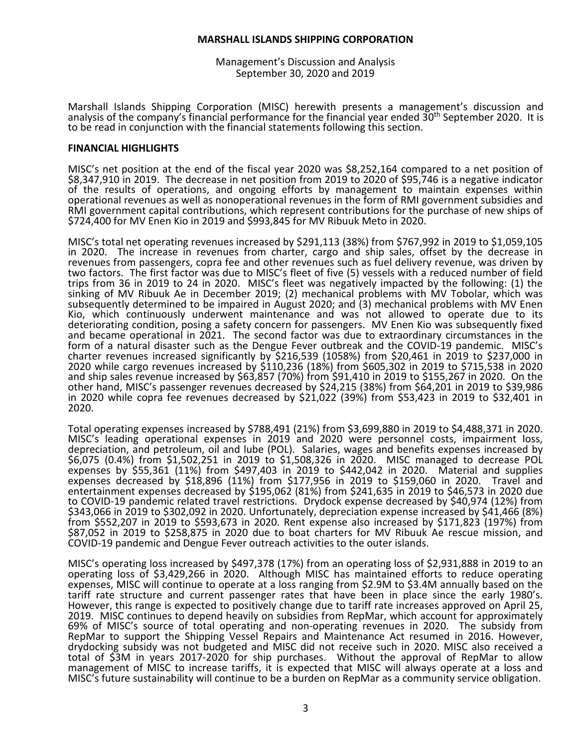**MARSHALL ISLANDS SHIPPING CORPORATION**

Management's Discussion and Analysis
September 30, 2020 and 2019

Marshall Islands Shipping Corporation (MISC) herewith presents a management's discussion and analysis of the company's financial performance for the financial year ended 30th September 2020. It is to be read in conjunction with the financial statements following this section.

## FINANCIAL HIGHLIGHTS

MISC's net position at the end of the fiscal year 2020 was $8,252,164 compared to a net position of $8,347,910 in 2019. The decrease in net position from 2019 to 2020 of $95,746 is a negative indicator of the results of operations, and ongoing efforts by management to maintain expenses within operational revenues as well as nonoperational revenues in the form of RMI government subsidies and RMI government capital contributions, which represent contributions for the purchase of new ships of $724,400 for MV Enen Kio in 2019 and $993,845 for MV Ribuuk Meto in 2020.

MISC's total net operating revenues increased by $291,113 (38%) from $767,992 in 2019 to $1,059,105 in 2020. The increase in revenues from charter, cargo and ship sales, offset by the decrease in revenues from passengers, copra fee and other revenues such as fuel delivery revenue, was driven by two factors. The first factor was due to MISC's fleet of five (5) vessels with a reduced number of field trips from 36 in 2019 to 24 in 2020. MISC's fleet was negatively impacted by the following: (1) the sinking of MV Ribuuk Ae in December 2019; (2) mechanical problems with MV Tobolar, which was subsequently determined to be impaired in August 2020; and (3) mechanical problems with MV Enen Kio, which continuously underwent maintenance and was not allowed to operate due to its deteriorating condition, posing a safety concern for passengers. MV Enen Kio was subsequently fixed and became operational in 2021. The second factor was due to extraordinary circumstances in the form of a natural disaster such as the Dengue Fever outbreak and the COVID-19 pandemic. MISC's charter revenues increased significantly by $216,539 (1058%) from $20,461 in 2019 to $237,000 in 2020 while cargo revenues increased by $110,236 (18%) from $605,302 in 2019 to $715,538 in 2020 and ship sales revenue increased by $63,857 (70%) from $91,410 in 2019 to $155,267 in 2020. On the other hand, MISC's passenger revenues decreased by $24,215 (38%) from $64,201 in 2019 to $39,986 in 2020 while copra fee revenues decreased by $21,022 (39%) from $53,423 in 2019 to $32,401 in 2020.

Total operating expenses increased by $788,491 (21%) from $3,699,880 in 2019 to $4,488,371 in 2020. MISC's leading operational expenses in 2019 and 2020 were personnel costs, impairment loss, depreciation, and petroleum, oil and lube (POL). Salaries, wages and benefits expenses increased by $6,075 (0.4%) from $1,502,251 in 2019 to $1,508,326 in 2020. MISC managed to decrease POL expenses by $55,361 (11%) from $497,403 in 2019 to $442,042 in 2020. Material and supplies expenses decreased by $18,896 (11%) from $177,956 in 2019 to $159,060 in 2020. Travel and entertainment expenses decreased by $195,062 (81%) from $241,635 in 2019 to $46,573 in 2020 due to COVID-19 pandemic related travel restrictions. Drydock expense decreased by $40,974 (12%) from $343,066 in 2019 to $302,092 in 2020. Unfortunately, depreciation expense increased by $41,466 (8%) from $552,207 in 2019 to $593,673 in 2020. Rent expense also increased by $171,823 (197%) from $87,052 in 2019 to $258,875 in 2020 due to boat charters for MV Ribuuk Ae rescue mission, and COVID-19 pandemic and Dengue Fever outreach activities to the outer islands.

MISC's operating loss increased by $497,378 (17%) from an operating loss of $2,931,888 in 2019 to an operating loss of $3,429,266 in 2020. Although MISC has maintained efforts to reduce operating expenses, MISC will continue to operate at a loss ranging from $2.9M to $3.4M annually based on the tariff rate structure and current passenger rates that have been in place since the early 1980's. However, this range is expected to positively change due to tariff rate increases approved on April 25, 2019. MISC continues to depend heavily on subsidies from RepMar, which account for approximately 69% of MISC's source of total operating and non-operating revenues in 2020. The subsidy from RepMar to support the Shipping Vessel Repairs and Maintenance Act resumed in 2016. However, drydocking subsidy was not budgeted and MISC did not receive such in 2020. MISC also received a total of $3M in years 2017-2020 for ship purchases. Without the approval of RepMar to allow management of MISC to increase tariffs, it is expected that MISC will always operate at a loss and MISC's future sustainability will continue to be a burden on RepMar as a community service obligation.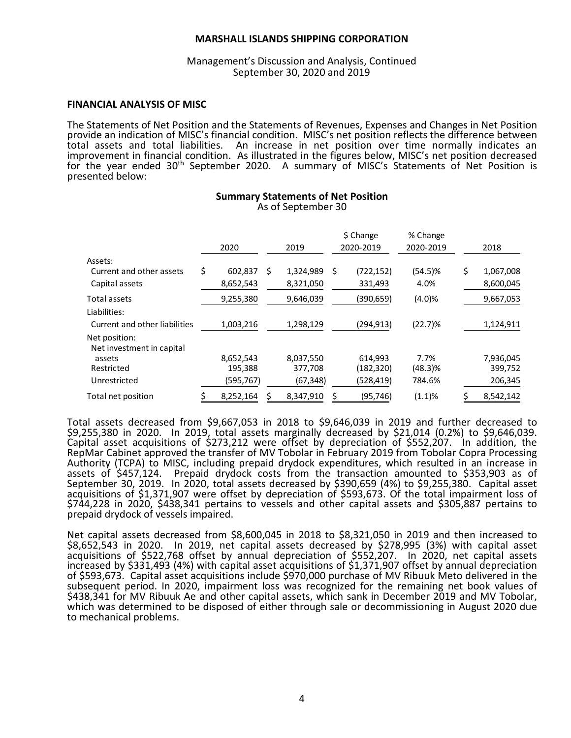## FINANCIAL ANALYSIS OF MISC

The Statements of Net Position and the Statements of Revenues, Expenses and Changes in Net Position provide an indication of MISC's financial condition. MISC's net position reflects the difference between total assets and total liabilities. An increase in net position over time normally indicates an improvement in financial condition. As illustrated in the figures below, MISC's net position decreased for the year ended 30th September 2020. A summary of MISC's Statements of Net Position is presented below:

**Summary Statements of Net Position**
As of September 30

| | 2020 | 2019 | $ Change 2020-2019 | % Change 2020-2019 | 2018 |
|---|---|---|---|---|---|
| Assets: | | | | | |
| Current and other assets | $ 602,837 | $ 1,324,989 | $ (722,152) | (54.5)% | $ 1,067,008 |
| Capital assets | 8,652,543 | 8,321,050 | 331,493 | 4.0% | 8,600,045 |
| Total assets | 9,255,380 | 9,646,039 | (390,659) | (4.0)% | 9,667,053 |
| Liabilities: | | | | | |
| Current and other liabilities | 1,003,216 | 1,298,129 | (294,913) | (22.7)% | 1,124,911 |
| Net position: | | | | | |
| Net investment in capital assets | 8,652,543 | 8,037,550 | 614,993 | 7.7% | 7,936,045 |
| Restricted | 195,388 | 377,708 | (182,320) | (48.3)% | 399,752 |
| Unrestricted | (595,767) | (67,348) | (528,419) | 784.6% | 206,345 |
| Total net position | $ 8,252,164 | $ 8,347,910 | $ (95,746) | (1.1)% | $ 8,542,142 |

Total assets decreased from $9,667,053 in 2018 to $9,646,039 in 2019 and further decreased to $9,255,380 in 2020. In 2019, total assets marginally decreased by $21,014 (0.2%) to $9,646,039. Capital asset acquisitions of $273,212 were offset by depreciation of $552,207. In addition, the RepMar Cabinet approved the transfer of MV Tobolar in February 2019 from Tobolar Copra Processing Authority (TCPA) to MISC, including prepaid drydock expenditures, which resulted in an increase in assets of $457,124. Prepaid drydock costs from the transaction amounted to $353,903 as of September 30, 2019. In 2020, total assets decreased by $390,659 (4%) to $9,255,380. Capital asset acquisitions of $1,371,907 were offset by depreciation of $593,673. Of the total impairment loss of $744,228 in 2020, $438,341 pertains to vessels and other capital assets and $305,887 pertains to prepaid drydock of vessels impaired.

Net capital assets decreased from $8,600,045 in 2018 to $8,321,050 in 2019 and then increased to $8,652,543 in 2020. In 2019, net capital assets decreased by $278,995 (3%) with capital asset acquisitions of $522,768 offset by annual depreciation of $552,207. In 2020, net capital assets increased by $331,493 (4%) with capital asset acquisitions of $1,371,907 offset by annual depreciation of $593,673. Capital asset acquisitions include $970,000 purchase of MV Ribuuk Meto delivered in the subsequent period. In 2020, impairment loss was recognized for the remaining net book values of $438,341 for MV Ribuuk Ae and other capital assets, which sank in December 2019 and MV Tobolar, which was determined to be disposed of either through sale or decommissioning in August 2020 due to mechanical problems.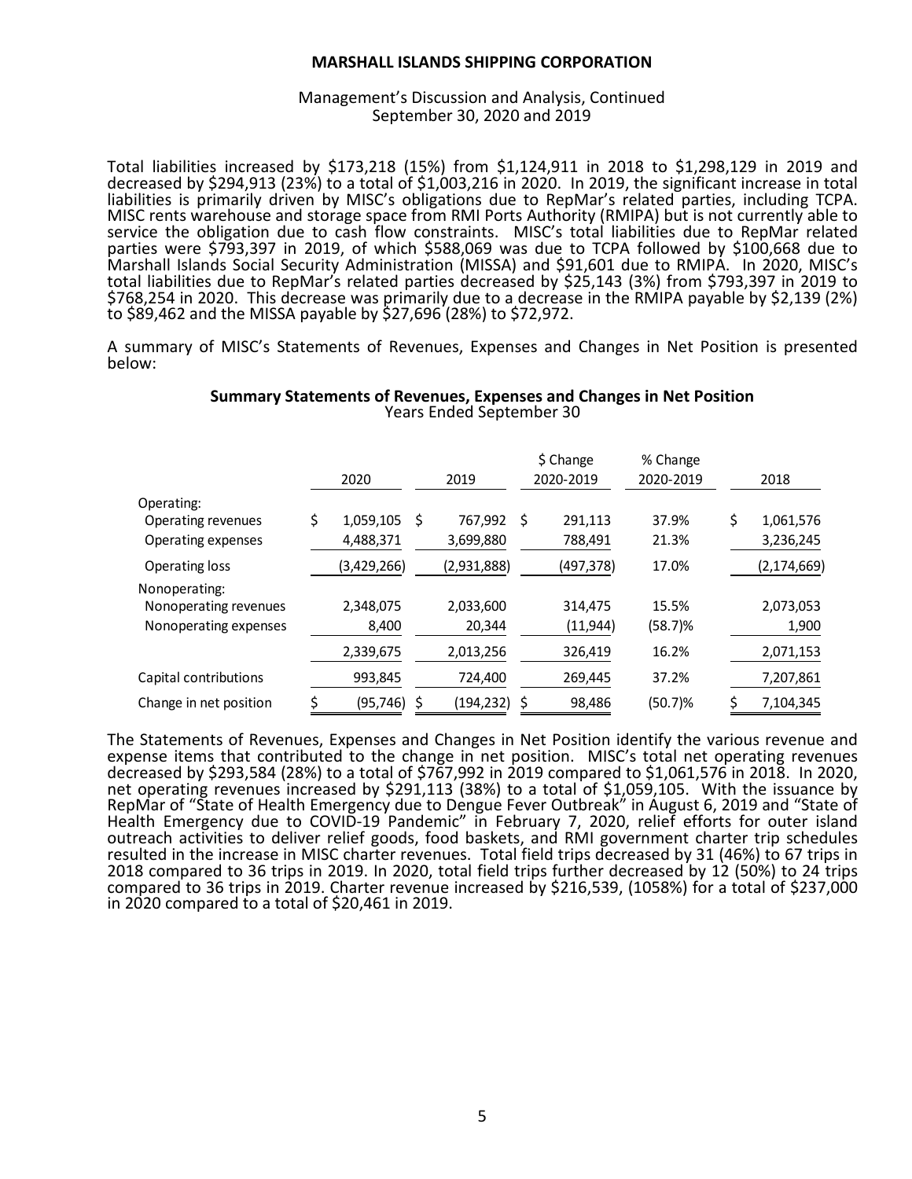Total liabilities increased by $173,218 (15%) from $1,124,911 in 2018 to $1,298,129 in 2019 and decreased by $294,913 (23%) to a total of $1,003,216 in 2020. In 2019, the significant increase in total liabilities is primarily driven by MISC's obligations due to RepMar's related parties, including TCPA. MISC rents warehouse and storage space from RMI Ports Authority (RMIPA) but is not currently able to service the obligation due to cash flow constraints. MISC's total liabilities due to RepMar related parties were $793,397 in 2019, of which $588,069 was due to TCPA followed by $100,668 due to Marshall Islands Social Security Administration (MISSA) and $91,601 due to RMIPA. In 2020, MISC's total liabilities due to RepMar's related parties decreased by $25,143 (3%) from $793,397 in 2019 to $768,254 in 2020. This decrease was primarily due to a decrease in the RMIPA payable by $2,139 (2%) to $89,462 and the MISSA payable by $27,696 (28%) to $72,972.

A summary of MISC's Statements of Revenues, Expenses and Changes in Net Position is presented below:

**Summary Statements of Revenues, Expenses and Changes in Net Position**
Years Ended September 30

| | 2020 | 2019 | $ Change 2020-2019 | % Change 2020-2019 | 2018 |
|---|---|---|---|---|---|
| Operating: | | | | | |
| Operating revenues | $ 1,059,105 | $ 767,992 | $ 291,113 | 37.9% | $ 1,061,576 |
| Operating expenses | 4,488,371 | 3,699,880 | 788,491 | 21.3% | 3,236,245 |
| Operating loss | (3,429,266) | (2,931,888) | (497,378) | 17.0% | (2,174,669) |
| Nonoperating: | | | | | |
| Nonoperating revenues | 2,348,075 | 2,033,600 | 314,475 | 15.5% | 2,073,053 |
| Nonoperating expenses | 8,400 | 20,344 | (11,944) | (58.7)% | 1,900 |
| | 2,339,675 | 2,013,256 | 326,419 | 16.2% | 2,071,153 |
| Capital contributions | 993,845 | 724,400 | 269,445 | 37.2% | 7,207,861 |
| Change in net position | $ (95,746) | $ (194,232) | $ 98,486 | (50.7)% | $ 7,104,345 |

The Statements of Revenues, Expenses and Changes in Net Position identify the various revenue and expense items that contributed to the change in net position. MISC's total net operating revenues decreased by $293,584 (28%) to a total of $767,992 in 2019 compared to $1,061,576 in 2018. In 2020, net operating revenues increased by $291,113 (38%) to a total of $1,059,105. With the issuance by RepMar of "State of Health Emergency due to Dengue Fever Outbreak" in August 6, 2019 and "State of Health Emergency due to COVID-19 Pandemic" in February 7, 2020, relief efforts for outer island outreach activities to deliver relief goods, food baskets, and RMI government charter trip schedules resulted in the increase in MISC charter revenues. Total field trips decreased by 31 (46%) to 67 trips in 2018 compared to 36 trips in 2019. In 2020, total field trips further decreased by 12 (50%) to 24 trips compared to 36 trips in 2019. Charter revenue increased by $216,539, (1058%) for a total of $237,000 in 2020 compared to a total of $20,461 in 2019.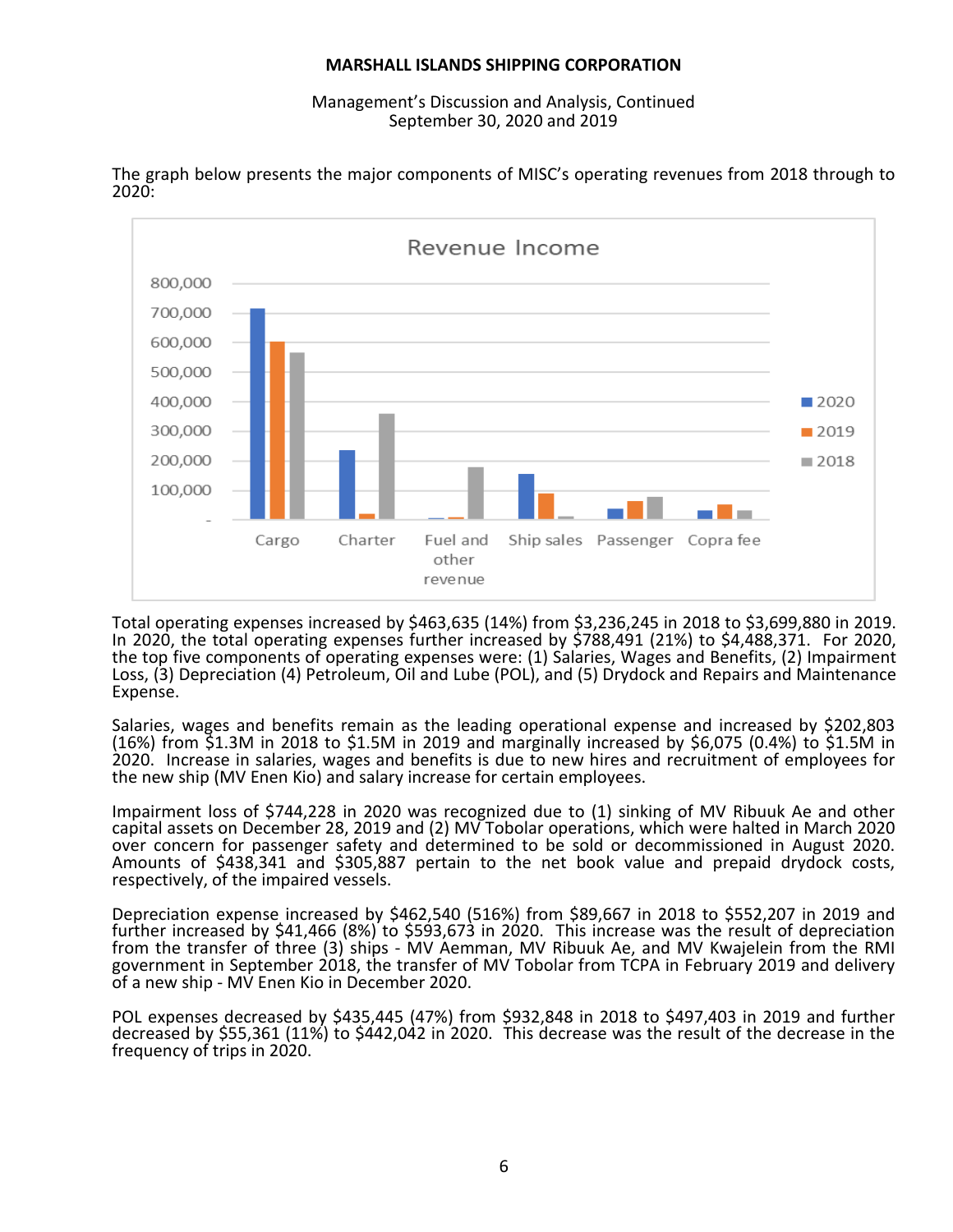The graph below presents the major components of MISC's operating revenues from 2018 through to 2020:

Total operating expenses increased by $463,635 (14%) from $3,236,245 in 2018 to $3,699,880 in 2019. In 2020, the total operating expenses further increased by $788,491 (21%) to $4,488,371. For 2020, the top five components of operating expenses were: (1) Salaries, Wages and Benefits, (2) Impairment Loss, (3) Depreciation (4) Petroleum, Oil and Lube (POL), and (5) Drydock and Repairs and Maintenance Expense.

Salaries, wages and benefits remain as the leading operational expense and increased by $202,803 (16%) from $1.3M in 2018 to $1.5M in 2019 and marginally increased by $6,075 (0.4%) to $1.5M in 2020. Increase in salaries, wages and benefits is due to new hires and recruitment of employees for the new ship (MV Enen Kio) and salary increase for certain employees.

Impairment loss of $744,228 in 2020 was recognized due to (1) sinking of MV Ribuuk Ae and other capital assets on December 28, 2019 and (2) MV Tobolar operations, which were halted in March 2020 over concern for passenger safety and determined to be sold or decommissioned in August 2020. Amounts of $438,341 and $305,887 pertain to the net book value and prepaid drydock costs, respectively, of the impaired vessels.

Depreciation expense increased by $462,540 (516%) from $89,667 in 2018 to $552,207 in 2019 and further increased by $41,466 (8%) to $593,673 in 2020. This increase was the result of depreciation from the transfer of three (3) ships - MV Aemman, MV Ribuuk Ae, and MV Kwajelein from the RMI government in September 2018, the transfer of MV Tobolar from TCPA in February 2019 and delivery of a new ship - MV Enen Kio in December 2020.

POL expenses decreased by $435,445 (47%) from $932,848 in 2018 to $497,403 in 2019 and further decreased by $55,361 (11%) to $442,042 in 2020. This decrease was the result of the decrease in the frequency of trips in 2020.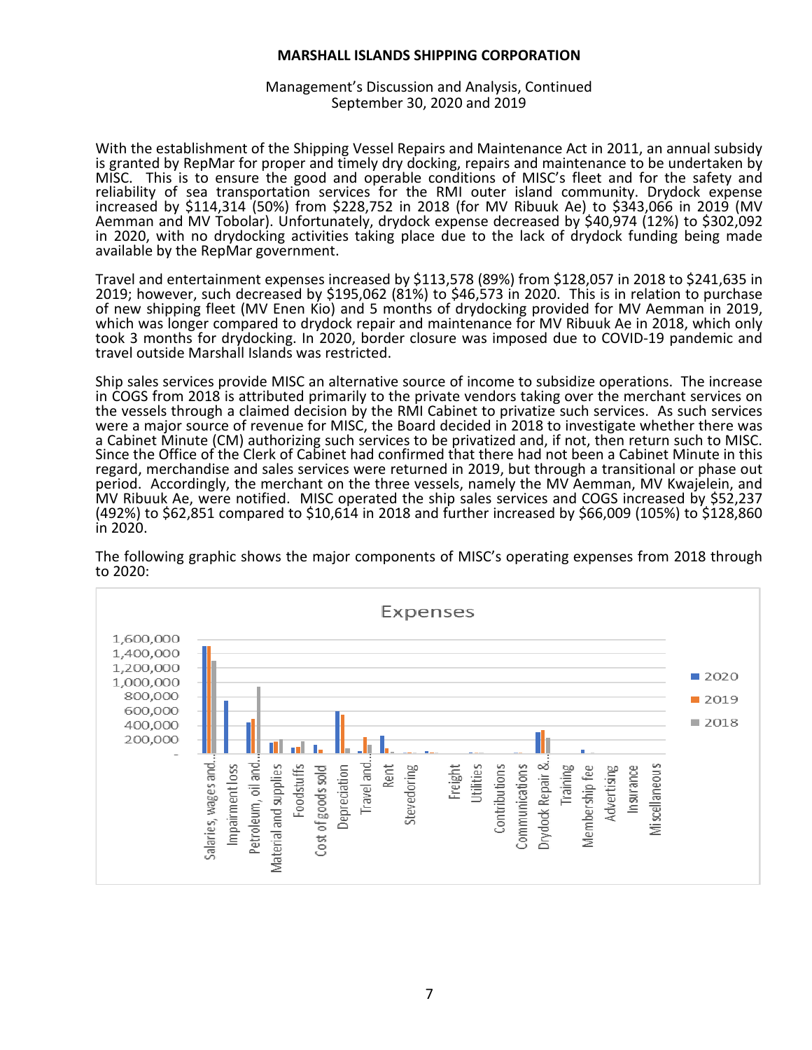With the establishment of the Shipping Vessel Repairs and Maintenance Act in 2011, an annual subsidy is granted by RepMar for proper and timely dry docking, repairs and maintenance to be undertaken by MISC. This is to ensure the good and operable conditions of MISC's fleet and for the safety and reliability of sea transportation services for the RMI outer island community. Drydock expense increased by $114,314 (50%) from $228,752 in 2018 (for MV Ribuuk Ae) to $343,066 in 2019 (MV Aemman and MV Tobolar). Unfortunately, drydock expense decreased by $40,974 (12%) to $302,092 in 2020, with no drydocking activities taking place due to the lack of drydock funding being made available by the RepMar government.

Travel and entertainment expenses increased by $113,578 (89%) from $128,057 in 2018 to $241,635 in 2019; however, such decreased by $195,062 (81%) to $46,573 in 2020. This is in relation to purchase of new shipping fleet (MV Enen Kio) and 5 months of drydocking provided for MV Aemman in 2019, which was longer compared to drydock repair and maintenance for MV Ribuuk Ae in 2018, which only took 3 months for drydocking. In 2020, border closure was imposed due to COVID-19 pandemic and travel outside Marshall Islands was restricted.

Ship sales services provide MISC an alternative source of income to subsidize operations. The increase in COGS from 2018 is attributed primarily to the private vendors taking over the merchant services on the vessels through a claimed decision by the RMI Cabinet to privatize such services. As such services were a major source of revenue for MISC, the Board decided in 2018 to investigate whether there was a Cabinet Minute (CM) authorizing such services to be privatized and, if not, then return such to MISC. Since the Office of the Clerk of Cabinet had confirmed that there had not been a Cabinet Minute in this regard, merchandise and sales services were returned in 2019, but through a transitional or phase out period. Accordingly, the merchant on the three vessels, namely the MV Aemman, MV Kwajelein, and MV Ribuuk Ae, were notified. MISC operated the ship sales services and COGS increased by $52,237 (492%) to $62,851 compared to $10,614 in 2018 and further increased by $66,009 (105%) to $128,860 in 2020.

The following graphic shows the major components of MISC's operating expenses from 2018 through to 2020:

**Expenses**

(Bar chart comparing 2020, 2019 and 2018 by category: Salaries, wages and...; Impairment loss; Petroleum, oil and...; Material and supplies; Foodstuffs; Cost of goods sold; Depreciation; Travel and...; Rent; Stevedoring; Freight; Utilities; Contributions; Communications; Drydock Repair &...; Training; Membership fee; Advertising; Insurance; Miscellaneous. Y-axis: – to 1,600,000.)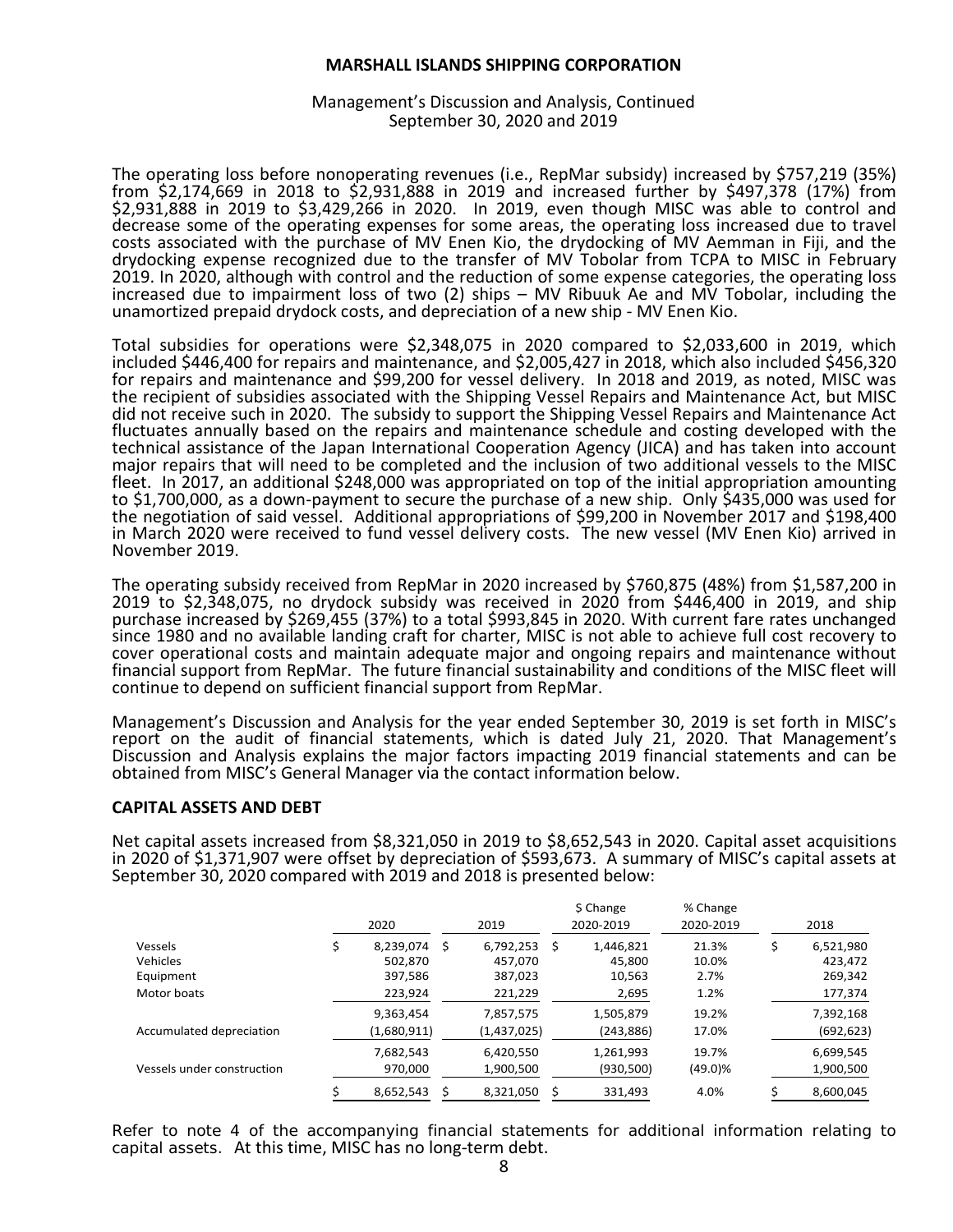The operating loss before nonoperating revenues (i.e., RepMar subsidy) increased by $757,219 (35%) from $2,174,669 in 2018 to $2,931,888 in 2019 and increased further by $497,378 (17%) from $2,931,888 in 2019 to $3,429,266 in 2020. In 2019, even though MISC was able to control and decrease some of the operating expenses for some areas, the operating loss increased due to travel costs associated with the purchase of MV Enen Kio, the drydocking of MV Aemman in Fiji, and the drydocking expense recognized due to the transfer of MV Tobolar from TCPA to MISC in February 2019. In 2020, although with control and the reduction of some expense categories, the operating loss increased due to impairment loss of two (2) ships – MV Ribuuk Ae and MV Tobolar, including the unamortized prepaid drydock costs, and depreciation of a new ship - MV Enen Kio.

Total subsidies for operations were $2,348,075 in 2020 compared to $2,033,600 in 2019, which included $446,400 for repairs and maintenance, and $2,005,427 in 2018, which also included $456,320 for repairs and maintenance and $99,200 for vessel delivery. In 2018 and 2019, as noted, MISC was the recipient of subsidies associated with the Shipping Vessel Repairs and Maintenance Act, but MISC did not receive such in 2020. The subsidy to support the Shipping Vessel Repairs and Maintenance Act fluctuates annually based on the repairs and maintenance schedule and costing developed with the technical assistance of the Japan International Cooperation Agency (JICA) and has taken into account major repairs that will need to be completed and the inclusion of two additional vessels to the MISC fleet. In 2017, an additional $248,000 was appropriated on top of the initial appropriation amounting to $1,700,000, as a down-payment to secure the purchase of a new ship. Only $435,000 was used for the negotiation of said vessel. Additional appropriations of $99,200 in November 2017 and $198,400 in March 2020 were received to fund vessel delivery costs. The new vessel (MV Enen Kio) arrived in November 2019.

The operating subsidy received from RepMar in 2020 increased by $760,875 (48%) from $1,587,200 in 2019 to $2,348,075, no drydock subsidy was received in 2020 from $446,400 in 2019, and ship purchase increased by $269,455 (37%) to a total $993,845 in 2020. With current fare rates unchanged since 1980 and no available landing craft for charter, MISC is not able to achieve full cost recovery to cover operational costs and maintain adequate major and ongoing repairs and maintenance without financial support from RepMar. The future financial sustainability and conditions of the MISC fleet will continue to depend on sufficient financial support from RepMar.

Management's Discussion and Analysis for the year ended September 30, 2019 is set forth in MISC's report on the audit of financial statements, which is dated July 21, 2020. That Management's Discussion and Analysis explains the major factors impacting 2019 financial statements and can be obtained from MISC's General Manager via the contact information below.

## CAPITAL ASSETS AND DEBT

Net capital assets increased from $8,321,050 in 2019 to $8,652,543 in 2020. Capital asset acquisitions in 2020 of $1,371,907 were offset by depreciation of $593,673. A summary of MISC's capital assets at September 30, 2020 compared with 2019 and 2018 is presented below:

| | 2020 | 2019 | $ Change 2020-2019 | % Change 2020-2019 | 2018 |
|---|---|---|---|---|---|
| Vessels | $ 8,239,074 | $ 6,792,253 | $ 1,446,821 | 21.3% | $ 6,521,980 |
| Vehicles | 502,870 | 457,070 | 45,800 | 10.0% | 423,472 |
| Equipment | 397,586 | 387,023 | 10,563 | 2.7% | 269,342 |
| Motor boats | 223,924 | 221,229 | 2,695 | 1.2% | 177,374 |
| | 9,363,454 | 7,857,575 | 1,505,879 | 19.2% | 7,392,168 |
| Accumulated depreciation | (1,680,911) | (1,437,025) | (243,886) | 17.0% | (692,623) |
| | 7,682,543 | 6,420,550 | 1,261,993 | 19.7% | 6,699,545 |
| Vessels under construction | 970,000 | 1,900,500 | (930,500) | (49.0)% | 1,900,500 |
| | $ 8,652,543 | $ 8,321,050 | $ 331,493 | 4.0% | $ 8,600,045 |

Refer to note 4 of the accompanying financial statements for additional information relating to capital assets. At this time, MISC has no long-term debt.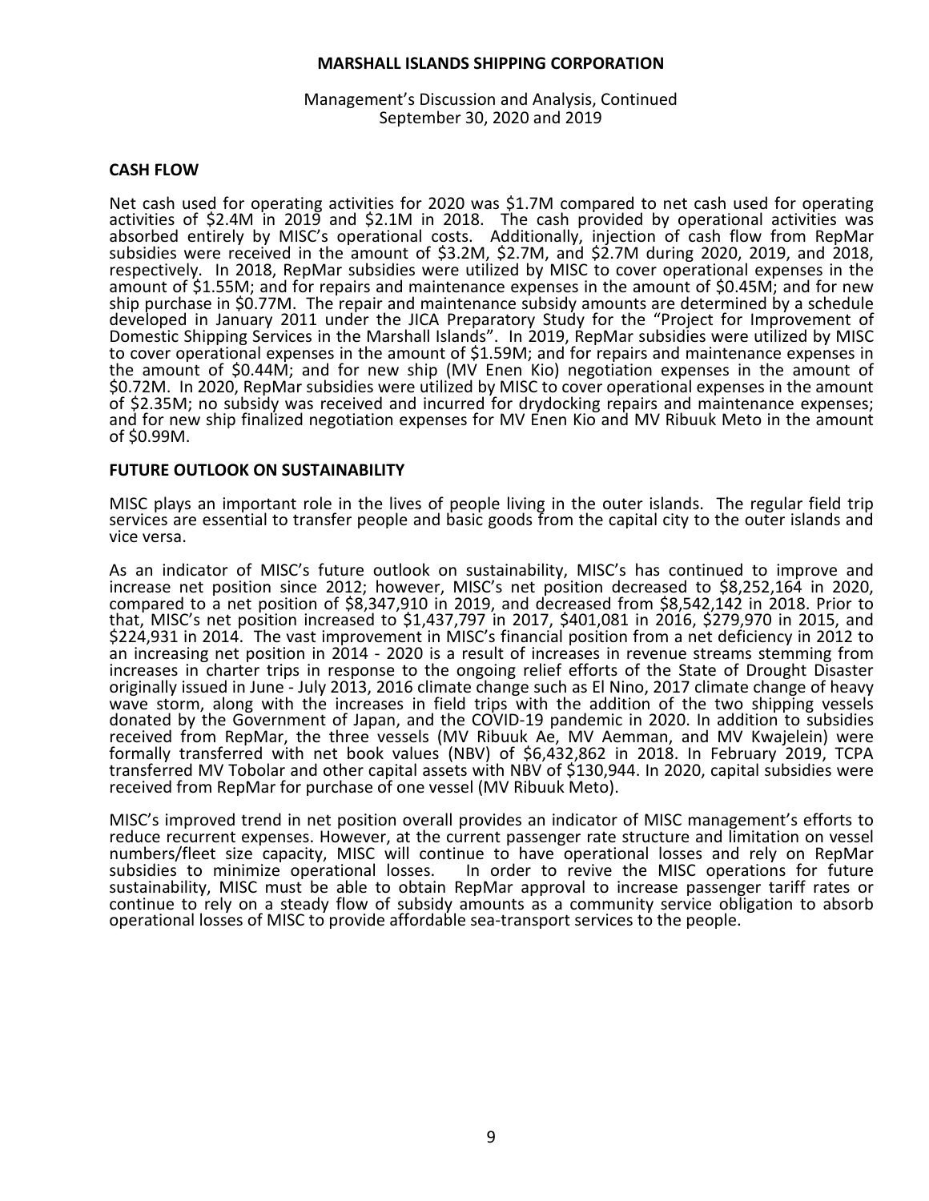## CASH FLOW

Net cash used for operating activities for 2020 was \$1.7M compared to net cash used for operating activities of \$2.4M in 2019 and \$2.1M in 2018. The cash provided by operational activities was absorbed entirely by MISC's operational costs. Additionally, injection of cash flow from RepMar subsidies were received in the amount of \$3.2M, \$2.7M, and \$2.7M during 2020, 2019, and 2018, respectively. In 2018, RepMar subsidies were utilized by MISC to cover operational expenses in the amount of \$1.55M; and for repairs and maintenance expenses in the amount of \$0.45M; and for new ship purchase in \$0.77M. The repair and maintenance subsidy amounts are determined by a schedule developed in January 2011 under the JICA Preparatory Study for the "Project for Improvement of Domestic Shipping Services in the Marshall Islands". In 2019, RepMar subsidies were utilized by MISC to cover operational expenses in the amount of \$1.59M; and for repairs and maintenance expenses in the amount of \$0.44M; and for new ship (MV Enen Kio) negotiation expenses in the amount of \$0.72M. In 2020, RepMar subsidies were utilized by MISC to cover operational expenses in the amount of \$2.35M; no subsidy was received and incurred for drydocking repairs and maintenance expenses; and for new ship finalized negotiation expenses for MV Enen Kio and MV Ribuuk Meto in the amount of \$0.99M.

## FUTURE OUTLOOK ON SUSTAINABILITY

MISC plays an important role in the lives of people living in the outer islands. The regular field trip services are essential to transfer people and basic goods from the capital city to the outer islands and vice versa.

As an indicator of MISC's future outlook on sustainability, MISC's has continued to improve and increase net position since 2012; however, MISC's net position decreased to \$8,252,164 in 2020, compared to a net position of \$8,347,910 in 2019, and decreased from \$8,542,142 in 2018. Prior to that, MISC's net position increased to \$1,437,797 in 2017, \$401,081 in 2016, \$279,970 in 2015, and \$224,931 in 2014. The vast improvement in MISC's financial position from a net deficiency in 2012 to an increasing net position in 2014 - 2020 is a result of increases in revenue streams stemming from increases in charter trips in response to the ongoing relief efforts of the State of Drought Disaster originally issued in June - July 2013, 2016 climate change such as El Nino, 2017 climate change of heavy wave storm, along with the increases in field trips with the addition of the two shipping vessels donated by the Government of Japan, and the COVID-19 pandemic in 2020. In addition to subsidies received from RepMar, the three vessels (MV Ribuuk Ae, MV Aemman, and MV Kwajelein) were formally transferred with net book values (NBV) of \$6,432,862 in 2018. In February 2019, TCPA transferred MV Tobolar and other capital assets with NBV of \$130,944. In 2020, capital subsidies were received from RepMar for purchase of one vessel (MV Ribuuk Meto).

MISC's improved trend in net position overall provides an indicator of MISC management's efforts to reduce recurrent expenses. However, at the current passenger rate structure and limitation on vessel numbers/fleet size capacity, MISC will continue to have operational losses and rely on RepMar subsidies to minimize operational losses. In order to revive the MISC operations for future sustainability, MISC must be able to obtain RepMar approval to increase passenger tariff rates or continue to rely on a steady flow of subsidy amounts as a community service obligation to absorb operational losses of MISC to provide affordable sea-transport services to the people.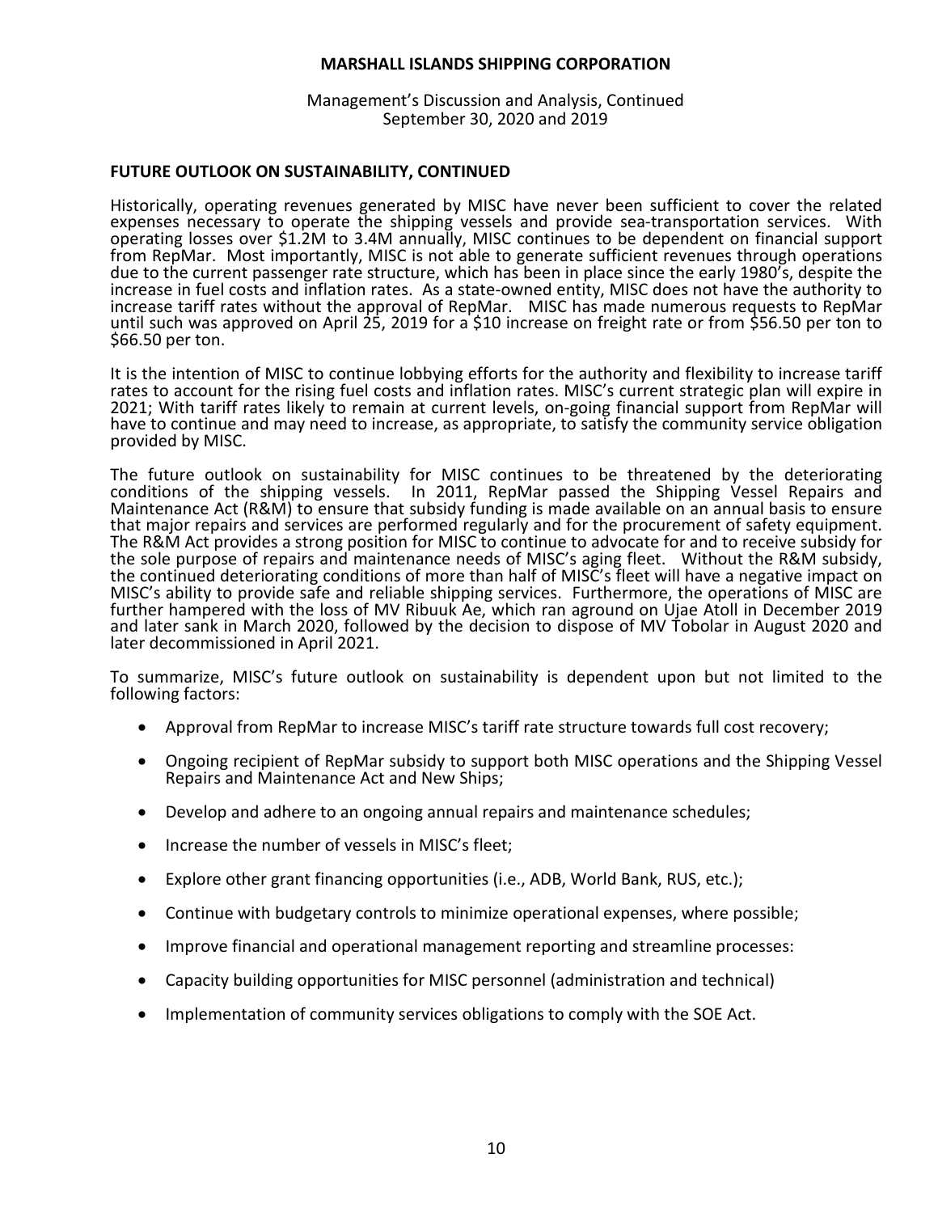## FUTURE OUTLOOK ON SUSTAINABILITY, CONTINUED

Historically, operating revenues generated by MISC have never been sufficient to cover the related expenses necessary to operate the shipping vessels and provide sea-transportation services. With operating losses over $1.2M to 3.4M annually, MISC continues to be dependent on financial support from RepMar. Most importantly, MISC is not able to generate sufficient revenues through operations due to the current passenger rate structure, which has been in place since the early 1980's, despite the increase in fuel costs and inflation rates. As a state-owned entity, MISC does not have the authority to increase tariff rates without the approval of RepMar. MISC has made numerous requests to RepMar until such was approved on April 25, 2019 for a $10 increase on freight rate or from $56.50 per ton to $66.50 per ton.

It is the intention of MISC to continue lobbying efforts for the authority and flexibility to increase tariff rates to account for the rising fuel costs and inflation rates. MISC's current strategic plan will expire in 2021; With tariff rates likely to remain at current levels, on-going financial support from RepMar will have to continue and may need to increase, as appropriate, to satisfy the community service obligation provided by MISC.

The future outlook on sustainability for MISC continues to be threatened by the deteriorating conditions of the shipping vessels. In 2011, RepMar passed the Shipping Vessel Repairs and Maintenance Act (R&M) to ensure that subsidy funding is made available on an annual basis to ensure that major repairs and services are performed regularly and for the procurement of safety equipment. The R&M Act provides a strong position for MISC to continue to advocate for and to receive subsidy for the sole purpose of repairs and maintenance needs of MISC's aging fleet. Without the R&M subsidy, the continued deteriorating conditions of more than half of MISC's fleet will have a negative impact on MISC's ability to provide safe and reliable shipping services. Furthermore, the operations of MISC are further hampered with the loss of MV Ribuuk Ae, which ran aground on Ujae Atoll in December 2019 and later sank in March 2020, followed by the decision to dispose of MV Tobolar in August 2020 and later decommissioned in April 2021.

To summarize, MISC's future outlook on sustainability is dependent upon but not limited to the following factors:

- Approval from RepMar to increase MISC's tariff rate structure towards full cost recovery;
- Ongoing recipient of RepMar subsidy to support both MISC operations and the Shipping Vessel Repairs and Maintenance Act and New Ships;
- Develop and adhere to an ongoing annual repairs and maintenance schedules;
- Increase the number of vessels in MISC's fleet;
- Explore other grant financing opportunities (i.e., ADB, World Bank, RUS, etc.);
- Continue with budgetary controls to minimize operational expenses, where possible;
- Improve financial and operational management reporting and streamline processes:
- Capacity building opportunities for MISC personnel (administration and technical)
- Implementation of community services obligations to comply with the SOE Act.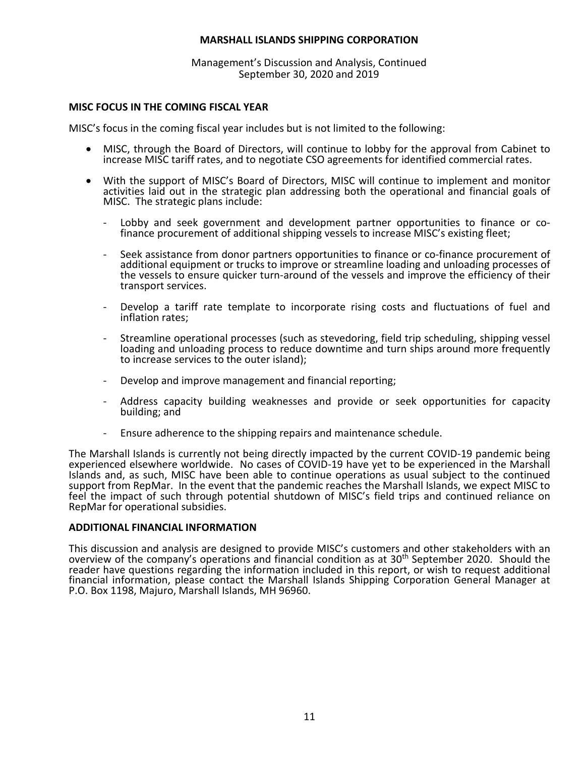## MISC FOCUS IN THE COMING FISCAL YEAR

MISC's focus in the coming fiscal year includes but is not limited to the following:

- MISC, through the Board of Directors, will continue to lobby for the approval from Cabinet to increase MISC tariff rates, and to negotiate CSO agreements for identified commercial rates.
- With the support of MISC's Board of Directors, MISC will continue to implement and monitor activities laid out in the strategic plan addressing both the operational and financial goals of MISC. The strategic plans include:
  - Lobby and seek government and development partner opportunities to finance or co-finance procurement of additional shipping vessels to increase MISC's existing fleet;
  - Seek assistance from donor partners opportunities to finance or co-finance procurement of additional equipment or trucks to improve or streamline loading and unloading processes of the vessels to ensure quicker turn-around of the vessels and improve the efficiency of their transport services.
  - Develop a tariff rate template to incorporate rising costs and fluctuations of fuel and inflation rates;
  - Streamline operational processes (such as stevedoring, field trip scheduling, shipping vessel loading and unloading process to reduce downtime and turn ships around more frequently to increase services to the outer island);
  - Develop and improve management and financial reporting;
  - Address capacity building weaknesses and provide or seek opportunities for capacity building; and
  - Ensure adherence to the shipping repairs and maintenance schedule.

The Marshall Islands is currently not being directly impacted by the current COVID-19 pandemic being experienced elsewhere worldwide. No cases of COVID-19 have yet to be experienced in the Marshall Islands and, as such, MISC have been able to continue operations as usual subject to the continued support from RepMar. In the event that the pandemic reaches the Marshall Islands, we expect MISC to feel the impact of such through potential shutdown of MISC's field trips and continued reliance on RepMar for operational subsidies.

## ADDITIONAL FINANCIAL INFORMATION

This discussion and analysis are designed to provide MISC's customers and other stakeholders with an overview of the company's operations and financial condition as at 30th September 2020. Should the reader have questions regarding the information included in this report, or wish to request additional financial information, please contact the Marshall Islands Shipping Corporation General Manager at P.O. Box 1198, Majuro, Marshall Islands, MH 96960.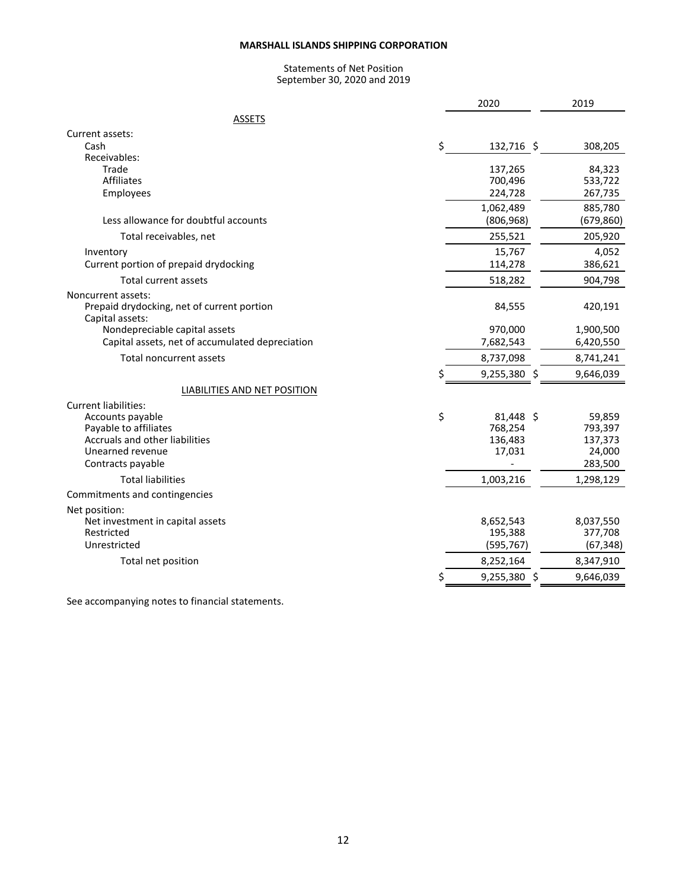# MARSHALL ISLANDS SHIPPING CORPORATION

Statements of Net Position
September 30, 2020 and 2019

| | 2020 | 2019 |
|---|---|---|
| ASSETS | | |
| Current assets: | | |
| Cash | $ 132,716 | $ 308,205 |
| Receivables: | | |
| Trade | 137,265 | 84,323 |
| Affiliates | 700,496 | 533,722 |
| Employees | 224,728 | 267,735 |
| | 1,062,489 | 885,780 |
| Less allowance for doubtful accounts | (806,968) | (679,860) |
| Total receivables, net | 255,521 | 205,920 |
| Inventory | 15,767 | 4,052 |
| Current portion of prepaid drydocking | 114,278 | 386,621 |
| Total current assets | 518,282 | 904,798 |
| Noncurrent assets: | | |
| Prepaid drydocking, net of current portion | 84,555 | 420,191 |
| Capital assets: | | |
| Nondepreciable capital assets | 970,000 | 1,900,500 |
| Capital assets, net of accumulated depreciation | 7,682,543 | 6,420,550 |
| Total noncurrent assets | 8,737,098 | 8,741,241 |
| | $ 9,255,380 | $ 9,646,039 |
| LIABILITIES AND NET POSITION | | |
| Current liabilities: | | |
| Accounts payable | $ 81,448 | $ 59,859 |
| Payable to affiliates | 768,254 | 793,397 |
| Accruals and other liabilities | 136,483 | 137,373 |
| Unearned revenue | 17,031 | 24,000 |
| Contracts payable | - | 283,500 |
| Total liabilities | 1,003,216 | 1,298,129 |
| Commitments and contingencies | | |
| Net position: | | |
| Net investment in capital assets | 8,652,543 | 8,037,550 |
| Restricted | 195,388 | 377,708 |
| Unrestricted | (595,767) | (67,348) |
| Total net position | 8,252,164 | 8,347,910 |
| | $ 9,255,380 | $ 9,646,039 |

See accompanying notes to financial statements.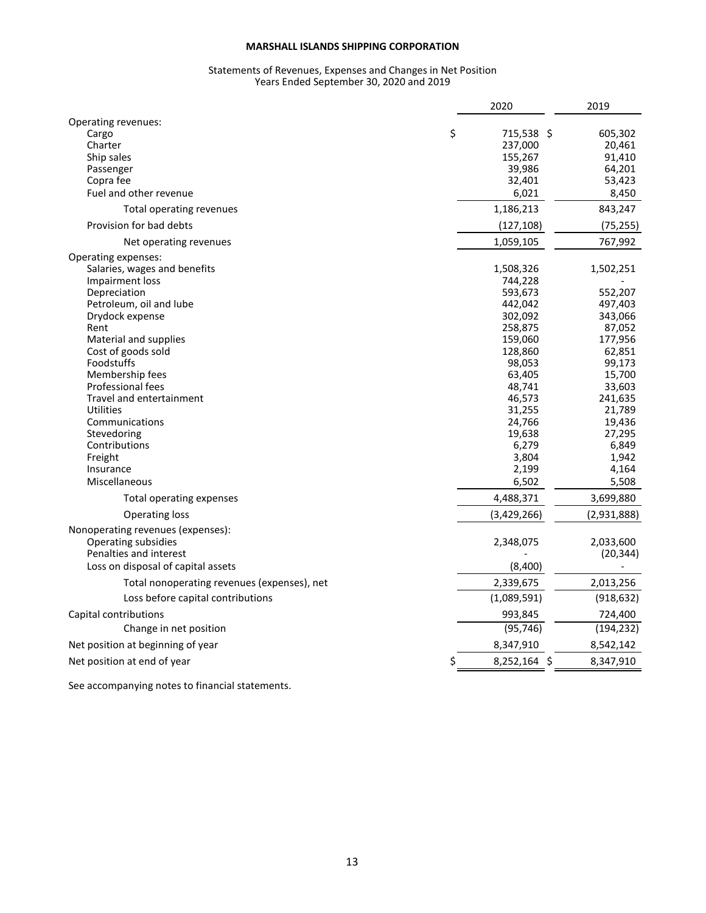**MARSHALL ISLANDS SHIPPING CORPORATION**

Statements of Revenues, Expenses and Changes in Net Position
Years Ended September 30, 2020 and 2019

| | 2020 | 2019 |
|---|---|---|
| Operating revenues: | | |
| Cargo | $ 715,538 | $ 605,302 |
| Charter | 237,000 | 20,461 |
| Ship sales | 155,267 | 91,410 |
| Passenger | 39,986 | 64,201 |
| Copra fee | 32,401 | 53,423 |
| Fuel and other revenue | 6,021 | 8,450 |
| Total operating revenues | 1,186,213 | 843,247 |
| Provision for bad debts | (127,108) | (75,255) |
| Net operating revenues | 1,059,105 | 767,992 |
| Operating expenses: | | |
| Salaries, wages and benefits | 1,508,326 | 1,502,251 |
| Impairment loss | 744,228 | - |
| Depreciation | 593,673 | 552,207 |
| Petroleum, oil and lube | 442,042 | 497,403 |
| Drydock expense | 302,092 | 343,066 |
| Rent | 258,875 | 87,052 |
| Material and supplies | 159,060 | 177,956 |
| Cost of goods sold | 128,860 | 62,851 |
| Foodstuffs | 98,053 | 99,173 |
| Membership fees | 63,405 | 15,700 |
| Professional fees | 48,741 | 33,603 |
| Travel and entertainment | 46,573 | 241,635 |
| Utilities | 31,255 | 21,789 |
| Communications | 24,766 | 19,436 |
| Stevedoring | 19,638 | 27,295 |
| Contributions | 6,279 | 6,849 |
| Freight | 3,804 | 1,942 |
| Insurance | 2,199 | 4,164 |
| Miscellaneous | 6,502 | 5,508 |
| Total operating expenses | 4,488,371 | 3,699,880 |
| Operating loss | (3,429,266) | (2,931,888) |
| Nonoperating revenues (expenses): | | |
| Operating subsidies | 2,348,075 | 2,033,600 |
| Penalties and interest | - | (20,344) |
| Loss on disposal of capital assets | (8,400) | - |
| Total nonoperating revenues (expenses), net | 2,339,675 | 2,013,256 |
| Loss before capital contributions | (1,089,591) | (918,632) |
| Capital contributions | 993,845 | 724,400 |
| Change in net position | (95,746) | (194,232) |
| Net position at beginning of year | 8,347,910 | 8,542,142 |
| Net position at end of year | $ 8,252,164 | $ 8,347,910 |

See accompanying notes to financial statements.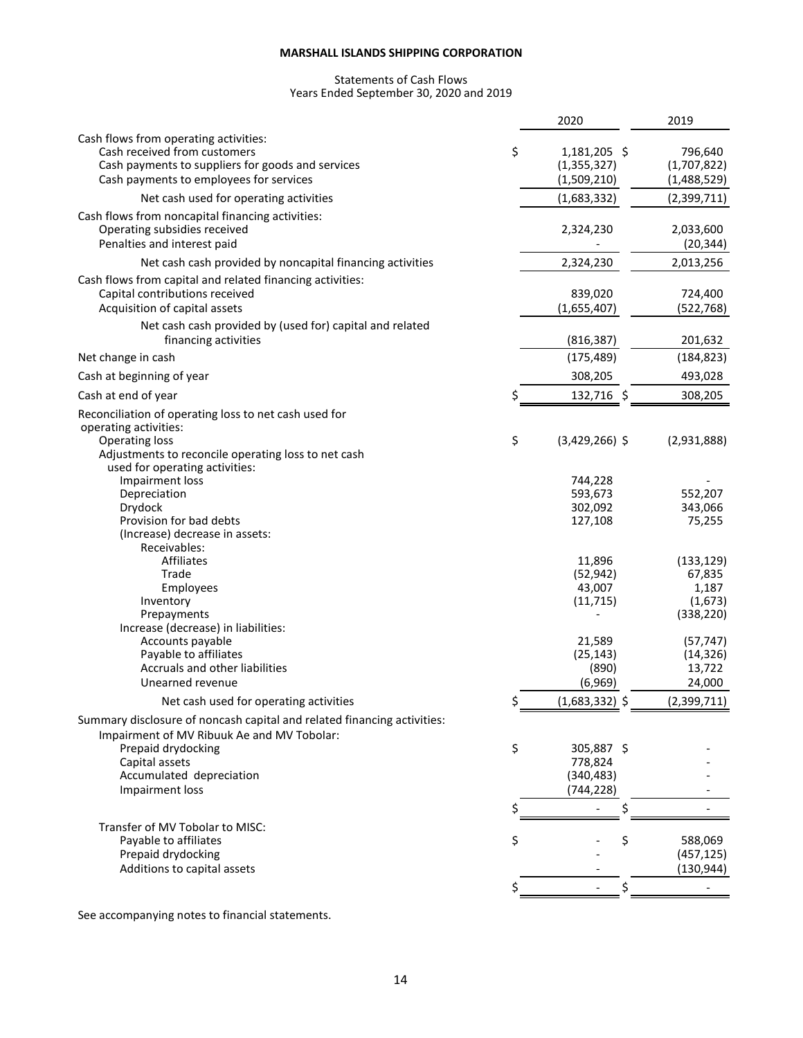**MARSHALL ISLANDS SHIPPING CORPORATION**

Statements of Cash Flows
Years Ended September 30, 2020 and 2019

| | 2020 | 2019 |
|---|---|---|
| Cash flows from operating activities: | | |
| Cash received from customers | $ 1,181,205 | $ 796,640 |
| Cash payments to suppliers for goods and services | (1,355,327) | (1,707,822) |
| Cash payments to employees for services | (1,509,210) | (1,488,529) |
| Net cash used for operating activities | (1,683,332) | (2,399,711) |
| Cash flows from noncapital financing activities: | | |
| Operating subsidies received | 2,324,230 | 2,033,600 |
| Penalties and interest paid | - | (20,344) |
| Net cash cash provided by noncapital financing activities | 2,324,230 | 2,013,256 |
| Cash flows from capital and related financing activities: | | |
| Capital contributions received | 839,020 | 724,400 |
| Acquisition of capital assets | (1,655,407) | (522,768) |
| Net cash cash provided by (used for) capital and related financing activities | (816,387) | 201,632 |
| Net change in cash | (175,489) | (184,823) |
| Cash at beginning of year | 308,205 | 493,028 |
| Cash at end of year | $ 132,716 | $ 308,205 |
| Reconciliation of operating loss to net cash used for operating activities: | | |
| Operating loss | $ (3,429,266) | $ (2,931,888) |
| Adjustments to reconcile operating loss to net cash used for operating activities: | | |
| Impairment loss | 744,228 | - |
| Depreciation | 593,673 | 552,207 |
| Drydock | 302,092 | 343,066 |
| Provision for bad debts | 127,108 | 75,255 |
| (Increase) decrease in assets: | | |
| Receivables: | | |
| Affiliates | 11,896 | (133,129) |
| Trade | (52,942) | 67,835 |
| Employees | 43,007 | 1,187 |
| Inventory | (11,715) | (1,673) |
| Prepayments | - | (338,220) |
| Increase (decrease) in liabilities: | | |
| Accounts payable | 21,589 | (57,747) |
| Payable to affiliates | (25,143) | (14,326) |
| Accruals and other liabilities | (890) | 13,722 |
| Unearned revenue | (6,969) | 24,000 |
| Net cash used for operating activities | $ (1,683,332) | $ (2,399,711) |
| Summary disclosure of noncash capital and related financing activities: | | |
| Impairment of MV Ribuuk Ae and MV Tobolar: | | |
| Prepaid drydocking | $ 305,887 | $ - |
| Capital assets | 778,824 | - |
| Accumulated depreciation | (340,483) | - |
| Impairment loss | (744,228) | - |
| | $ - | $ - |
| Transfer of MV Tobolar to MISC: | | |
| Payable to affiliates | $ - | $ 588,069 |
| Prepaid drydocking | - | (457,125) |
| Additions to capital assets | - | (130,944) |
| | $ - | $ - |

See accompanying notes to financial statements.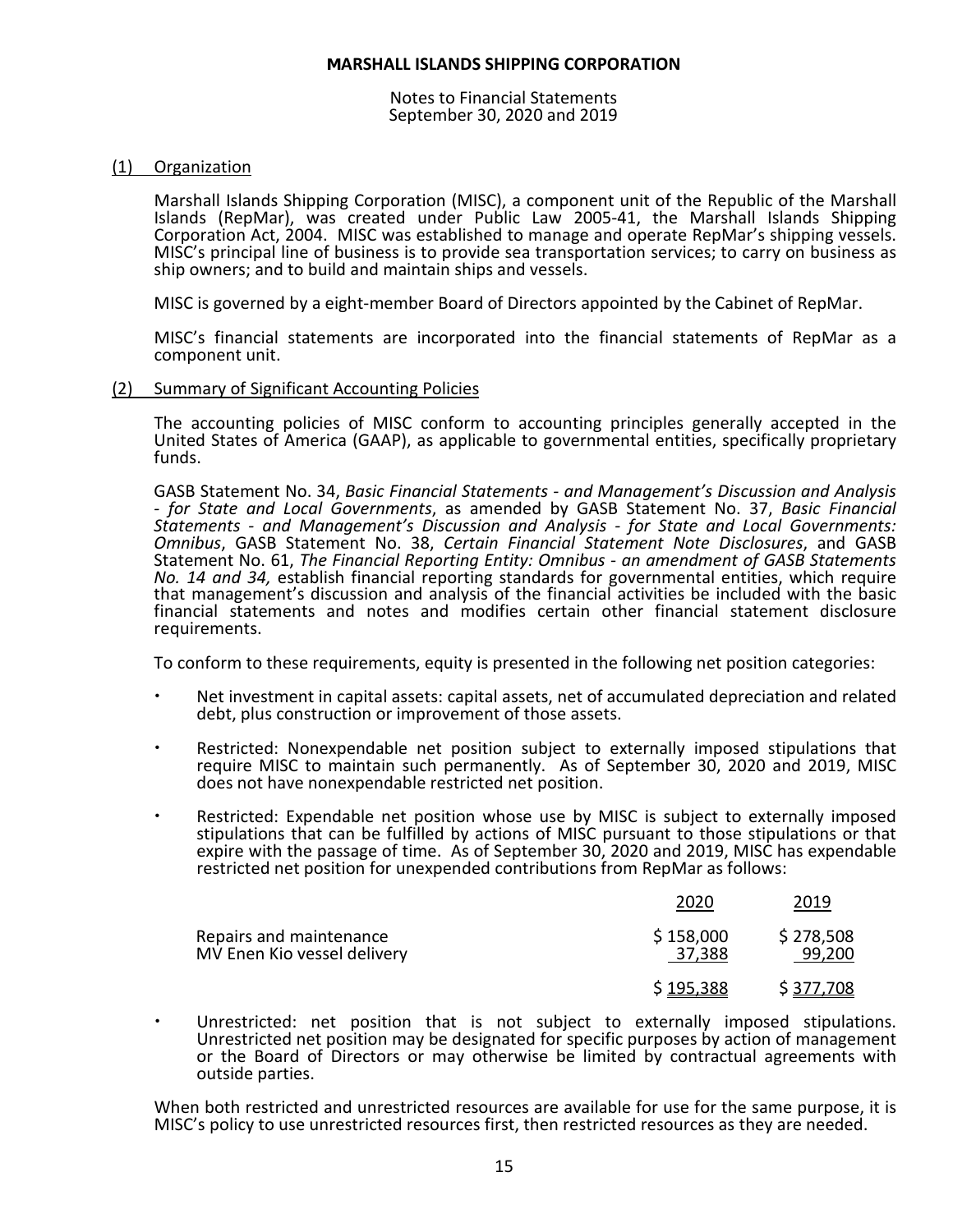**MARSHALL ISLANDS SHIPPING CORPORATION**

Notes to Financial Statements
September 30, 2020 and 2019

## (1) Organization

Marshall Islands Shipping Corporation (MISC), a component unit of the Republic of the Marshall Islands (RepMar), was created under Public Law 2005-41, the Marshall Islands Shipping Corporation Act, 2004. MISC was established to manage and operate RepMar's shipping vessels. MISC's principal line of business is to provide sea transportation services; to carry on business as ship owners; and to build and maintain ships and vessels.

MISC is governed by a eight-member Board of Directors appointed by the Cabinet of RepMar.

MISC's financial statements are incorporated into the financial statements of RepMar as a component unit.

## (2) Summary of Significant Accounting Policies

The accounting policies of MISC conform to accounting principles generally accepted in the United States of America (GAAP), as applicable to governmental entities, specifically proprietary funds.

GASB Statement No. 34, *Basic Financial Statements - and Management's Discussion and Analysis - for State and Local Governments*, as amended by GASB Statement No. 37, *Basic Financial Statements - and Management's Discussion and Analysis - for State and Local Governments: Omnibus*, GASB Statement No. 38, *Certain Financial Statement Note Disclosures*, and GASB Statement No. 61, *The Financial Reporting Entity: Omnibus - an amendment of GASB Statements No. 14 and 34,* establish financial reporting standards for governmental entities, which require that management's discussion and analysis of the financial activities be included with the basic financial statements and notes and modifies certain other financial statement disclosure requirements.

To conform to these requirements, equity is presented in the following net position categories:

- Net investment in capital assets: capital assets, net of accumulated depreciation and related debt, plus construction or improvement of those assets.
- Restricted: Nonexpendable net position subject to externally imposed stipulations that require MISC to maintain such permanently. As of September 30, 2020 and 2019, MISC does not have nonexpendable restricted net position.
- Restricted: Expendable net position whose use by MISC is subject to externally imposed stipulations that can be fulfilled by actions of MISC pursuant to those stipulations or that expire with the passage of time. As of September 30, 2020 and 2019, MISC has expendable restricted net position for unexpended contributions from RepMar as follows:

| | 2020 | 2019 |
|---|---|---|
| Repairs and maintenance | $ 158,000 | $ 278,508 |
| MV Enen Kio vessel delivery | 37,388 | 99,200 |
| | $ 195,388 | $ 377,708 |

- Unrestricted: net position that is not subject to externally imposed stipulations. Unrestricted net position may be designated for specific purposes by action of management or the Board of Directors or may otherwise be limited by contractual agreements with outside parties.

When both restricted and unrestricted resources are available for use for the same purpose, it is MISC's policy to use unrestricted resources first, then restricted resources as they are needed.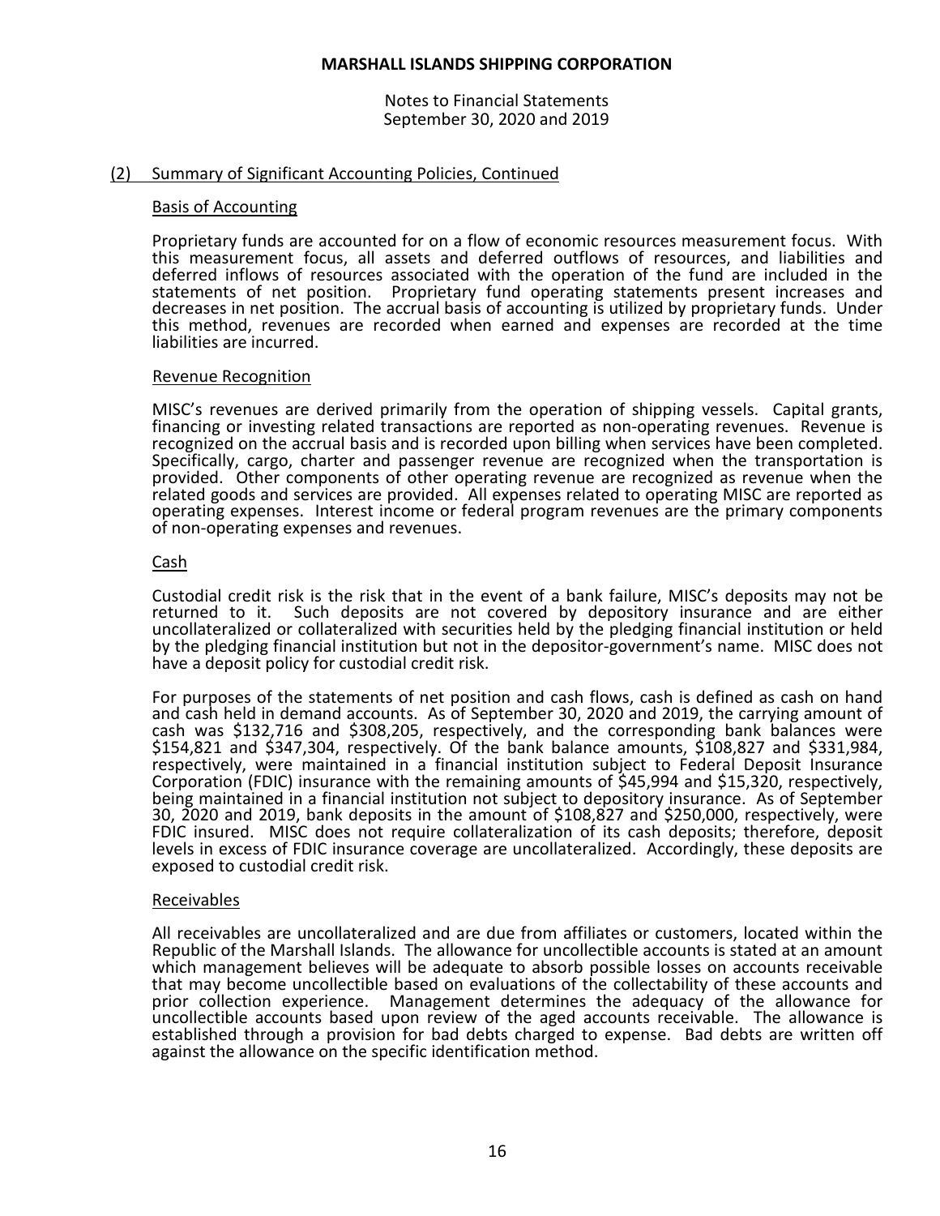# MARSHALL ISLANDS SHIPPING CORPORATION

Notes to Financial Statements
September 30, 2020 and 2019

## (2) Summary of Significant Accounting Policies, Continued

### Basis of Accounting

Proprietary funds are accounted for on a flow of economic resources measurement focus. With this measurement focus, all assets and deferred outflows of resources, and liabilities and deferred inflows of resources associated with the operation of the fund are included in the statements of net position. Proprietary fund operating statements present increases and decreases in net position. The accrual basis of accounting is utilized by proprietary funds. Under this method, revenues are recorded when earned and expenses are recorded at the time liabilities are incurred.

### Revenue Recognition

MISC's revenues are derived primarily from the operation of shipping vessels. Capital grants, financing or investing related transactions are reported as non-operating revenues. Revenue is recognized on the accrual basis and is recorded upon billing when services have been completed. Specifically, cargo, charter and passenger revenue are recognized when the transportation is provided. Other components of other operating revenue are recognized as revenue when the related goods and services are provided. All expenses related to operating MISC are reported as operating expenses. Interest income or federal program revenues are the primary components of non-operating expenses and revenues.

### Cash

Custodial credit risk is the risk that in the event of a bank failure, MISC's deposits may not be returned to it. Such deposits are not covered by depository insurance and are either uncollateralized or collateralized with securities held by the pledging financial institution or held by the pledging financial institution but not in the depositor-government's name. MISC does not have a deposit policy for custodial credit risk.

For purposes of the statements of net position and cash flows, cash is defined as cash on hand and cash held in demand accounts. As of September 30, 2020 and 2019, the carrying amount of cash was $132,716 and $308,205, respectively, and the corresponding bank balances were $154,821 and $347,304, respectively. Of the bank balance amounts, $108,827 and $331,984, respectively, were maintained in a financial institution subject to Federal Deposit Insurance Corporation (FDIC) insurance with the remaining amounts of $45,994 and $15,320, respectively, being maintained in a financial institution not subject to depository insurance. As of September 30, 2020 and 2019, bank deposits in the amount of $108,827 and $250,000, respectively, were FDIC insured. MISC does not require collateralization of its cash deposits; therefore, deposit levels in excess of FDIC insurance coverage are uncollateralized. Accordingly, these deposits are exposed to custodial credit risk.

### Receivables

All receivables are uncollateralized and are due from affiliates or customers, located within the Republic of the Marshall Islands. The allowance for uncollectible accounts is stated at an amount which management believes will be adequate to absorb possible losses on accounts receivable that may become uncollectible based on evaluations of the collectability of these accounts and prior collection experience. Management determines the adequacy of the allowance for uncollectible accounts based upon review of the aged accounts receivable. The allowance is established through a provision for bad debts charged to expense. Bad debts are written off against the allowance on the specific identification method.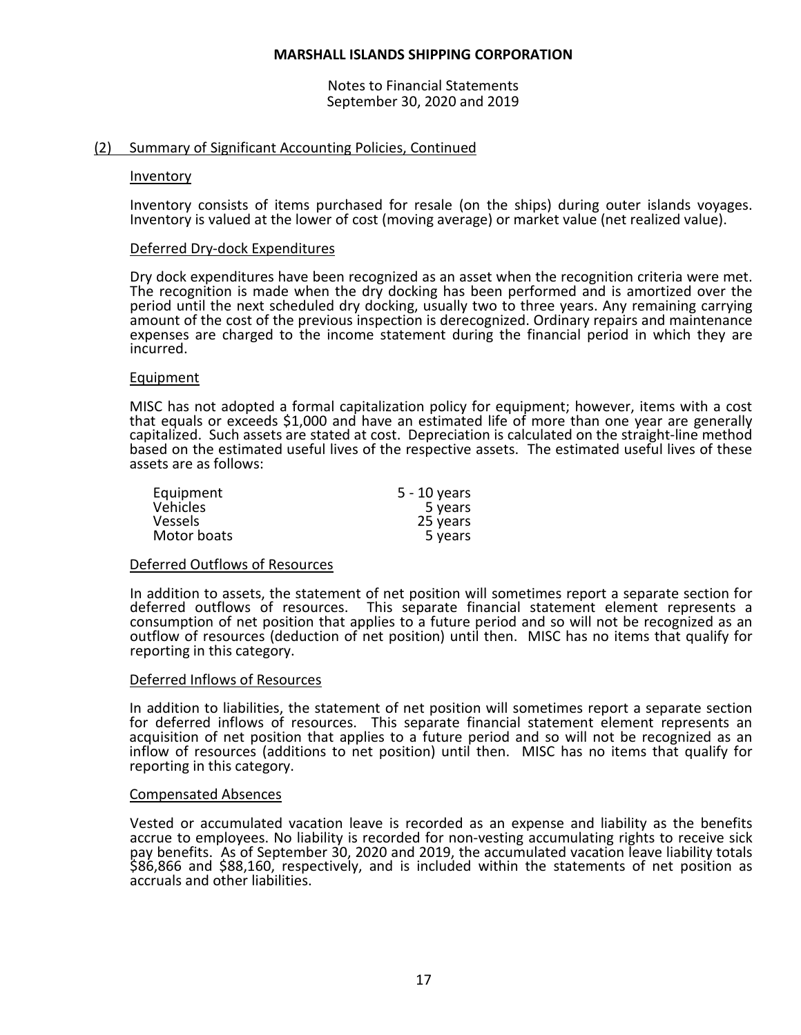# MARSHALL ISLANDS SHIPPING CORPORATION

Notes to Financial Statements
September 30, 2020 and 2019

## (2) Summary of Significant Accounting Policies, Continued

### Inventory

Inventory consists of items purchased for resale (on the ships) during outer islands voyages. Inventory is valued at the lower of cost (moving average) or market value (net realized value).

### Deferred Dry-dock Expenditures

Dry dock expenditures have been recognized as an asset when the recognition criteria were met. The recognition is made when the dry docking has been performed and is amortized over the period until the next scheduled dry docking, usually two to three years. Any remaining carrying amount of the cost of the previous inspection is derecognized. Ordinary repairs and maintenance expenses are charged to the income statement during the financial period in which they are incurred.

### Equipment

MISC has not adopted a formal capitalization policy for equipment; however, items with a cost that equals or exceeds $1,000 and have an estimated life of more than one year are generally capitalized. Such assets are stated at cost. Depreciation is calculated on the straight-line method based on the estimated useful lives of the respective assets. The estimated useful lives of these assets are as follows:

| | |
|---|---|
| Equipment | 5 - 10 years |
| Vehicles | 5 years |
| Vessels | 25 years |
| Motor boats | 5 years |

### Deferred Outflows of Resources

In addition to assets, the statement of net position will sometimes report a separate section for deferred outflows of resources. This separate financial statement element represents a consumption of net position that applies to a future period and so will not be recognized as an outflow of resources (deduction of net position) until then. MISC has no items that qualify for reporting in this category.

### Deferred Inflows of Resources

In addition to liabilities, the statement of net position will sometimes report a separate section for deferred inflows of resources. This separate financial statement element represents an acquisition of net position that applies to a future period and so will not be recognized as an inflow of resources (additions to net position) until then. MISC has no items that qualify for reporting in this category.

### Compensated Absences

Vested or accumulated vacation leave is recorded as an expense and liability as the benefits accrue to employees. No liability is recorded for non-vesting accumulating rights to receive sick pay benefits. As of September 30, 2020 and 2019, the accumulated vacation leave liability totals $86,866 and $88,160, respectively, and is included within the statements of net position as accruals and other liabilities.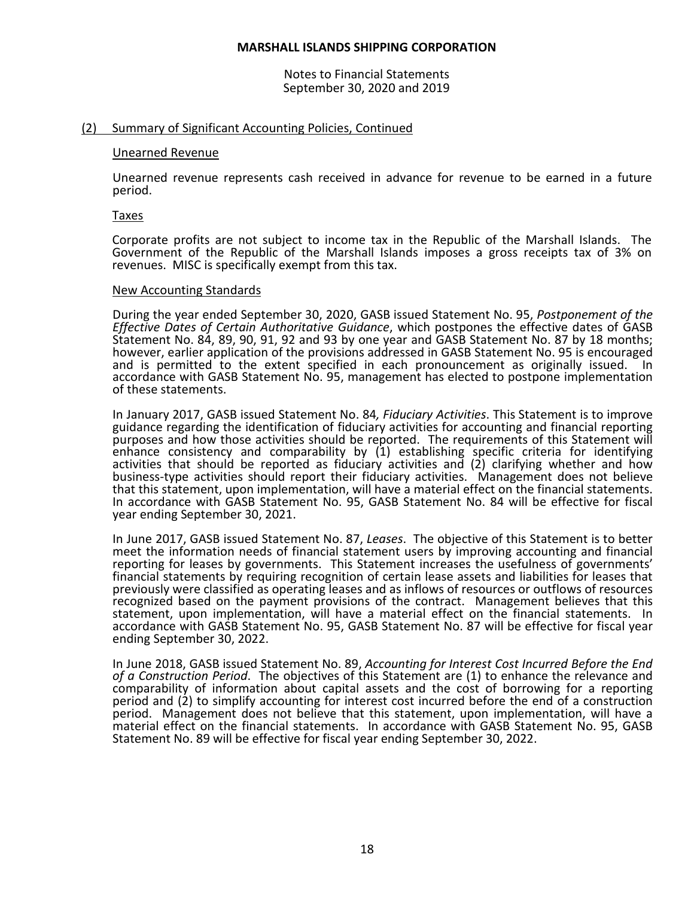## (2) Summary of Significant Accounting Policies, Continued

### Unearned Revenue

Unearned revenue represents cash received in advance for revenue to be earned in a future period.

### Taxes

Corporate profits are not subject to income tax in the Republic of the Marshall Islands. The Government of the Republic of the Marshall Islands imposes a gross receipts tax of 3% on revenues. MISC is specifically exempt from this tax.

### New Accounting Standards

During the year ended September 30, 2020, GASB issued Statement No. 95, *Postponement of the Effective Dates of Certain Authoritative Guidance*, which postpones the effective dates of GASB Statement No. 84, 89, 90, 91, 92 and 93 by one year and GASB Statement No. 87 by 18 months; however, earlier application of the provisions addressed in GASB Statement No. 95 is encouraged and is permitted to the extent specified in each pronouncement as originally issued. In accordance with GASB Statement No. 95, management has elected to postpone implementation of these statements.

In January 2017, GASB issued Statement No. 84*, Fiduciary Activities*. This Statement is to improve guidance regarding the identification of fiduciary activities for accounting and financial reporting purposes and how those activities should be reported. The requirements of this Statement will enhance consistency and comparability by (1) establishing specific criteria for identifying activities that should be reported as fiduciary activities and (2) clarifying whether and how business-type activities should report their fiduciary activities. Management does not believe that this statement, upon implementation, will have a material effect on the financial statements. In accordance with GASB Statement No. 95, GASB Statement No. 84 will be effective for fiscal year ending September 30, 2021.

In June 2017, GASB issued Statement No. 87, *Leases*. The objective of this Statement is to better meet the information needs of financial statement users by improving accounting and financial reporting for leases by governments. This Statement increases the usefulness of governments' financial statements by requiring recognition of certain lease assets and liabilities for leases that previously were classified as operating leases and as inflows of resources or outflows of resources recognized based on the payment provisions of the contract. Management believes that this statement, upon implementation, will have a material effect on the financial statements. In accordance with GASB Statement No. 95, GASB Statement No. 87 will be effective for fiscal year ending September 30, 2022.

In June 2018, GASB issued Statement No. 89, *Accounting for Interest Cost Incurred Before the End of a Construction Period*. The objectives of this Statement are (1) to enhance the relevance and comparability of information about capital assets and the cost of borrowing for a reporting period and (2) to simplify accounting for interest cost incurred before the end of a construction period. Management does not believe that this statement, upon implementation, will have a material effect on the financial statements. In accordance with GASB Statement No. 95, GASB Statement No. 89 will be effective for fiscal year ending September 30, 2022.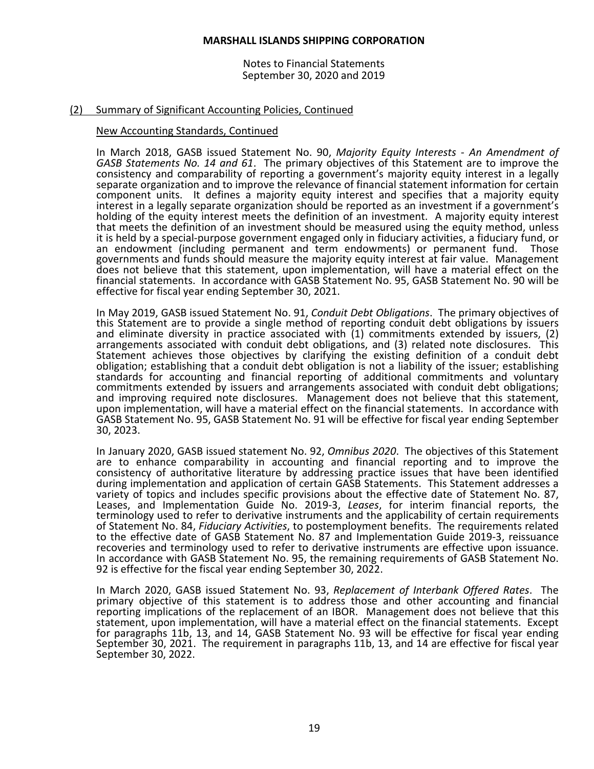## (2) Summary of Significant Accounting Policies, Continued

### New Accounting Standards, Continued

In March 2018, GASB issued Statement No. 90, *Majority Equity Interests - An Amendment of GASB Statements No. 14 and 61*. The primary objectives of this Statement are to improve the consistency and comparability of reporting a government's majority equity interest in a legally separate organization and to improve the relevance of financial statement information for certain component units. It defines a majority equity interest and specifies that a majority equity interest in a legally separate organization should be reported as an investment if a government's holding of the equity interest meets the definition of an investment. A majority equity interest that meets the definition of an investment should be measured using the equity method, unless it is held by a special-purpose government engaged only in fiduciary activities, a fiduciary fund, or an endowment (including permanent and term endowments) or permanent fund. Those governments and funds should measure the majority equity interest at fair value. Management does not believe that this statement, upon implementation, will have a material effect on the financial statements. In accordance with GASB Statement No. 95, GASB Statement No. 90 will be effective for fiscal year ending September 30, 2021.

In May 2019, GASB issued Statement No. 91, *Conduit Debt Obligations*. The primary objectives of this Statement are to provide a single method of reporting conduit debt obligations by issuers and eliminate diversity in practice associated with (1) commitments extended by issuers, (2) arrangements associated with conduit debt obligations, and (3) related note disclosures. This Statement achieves those objectives by clarifying the existing definition of a conduit debt obligation; establishing that a conduit debt obligation is not a liability of the issuer; establishing standards for accounting and financial reporting of additional commitments and voluntary commitments extended by issuers and arrangements associated with conduit debt obligations; and improving required note disclosures. Management does not believe that this statement, upon implementation, will have a material effect on the financial statements. In accordance with GASB Statement No. 95, GASB Statement No. 91 will be effective for fiscal year ending September 30, 2023.

In January 2020, GASB issued statement No. 92, *Omnibus 2020*. The objectives of this Statement are to enhance comparability in accounting and financial reporting and to improve the consistency of authoritative literature by addressing practice issues that have been identified during implementation and application of certain GASB Statements. This Statement addresses a variety of topics and includes specific provisions about the effective date of Statement No. 87, Leases, and Implementation Guide No. 2019-3, *Leases*, for interim financial reports, the terminology used to refer to derivative instruments and the applicability of certain requirements of Statement No. 84, *Fiduciary Activities*, to postemployment benefits. The requirements related to the effective date of GASB Statement No. 87 and Implementation Guide 2019-3, reissuance recoveries and terminology used to refer to derivative instruments are effective upon issuance. In accordance with GASB Statement No. 95, the remaining requirements of GASB Statement No. 92 is effective for the fiscal year ending September 30, 2022.

In March 2020, GASB issued Statement No. 93, *Replacement of Interbank Offered Rates*. The primary objective of this statement is to address those and other accounting and financial reporting implications of the replacement of an IBOR. Management does not believe that this statement, upon implementation, will have a material effect on the financial statements. Except for paragraphs 11b, 13, and 14, GASB Statement No. 93 will be effective for fiscal year ending September 30, 2021. The requirement in paragraphs 11b, 13, and 14 are effective for fiscal year September 30, 2022.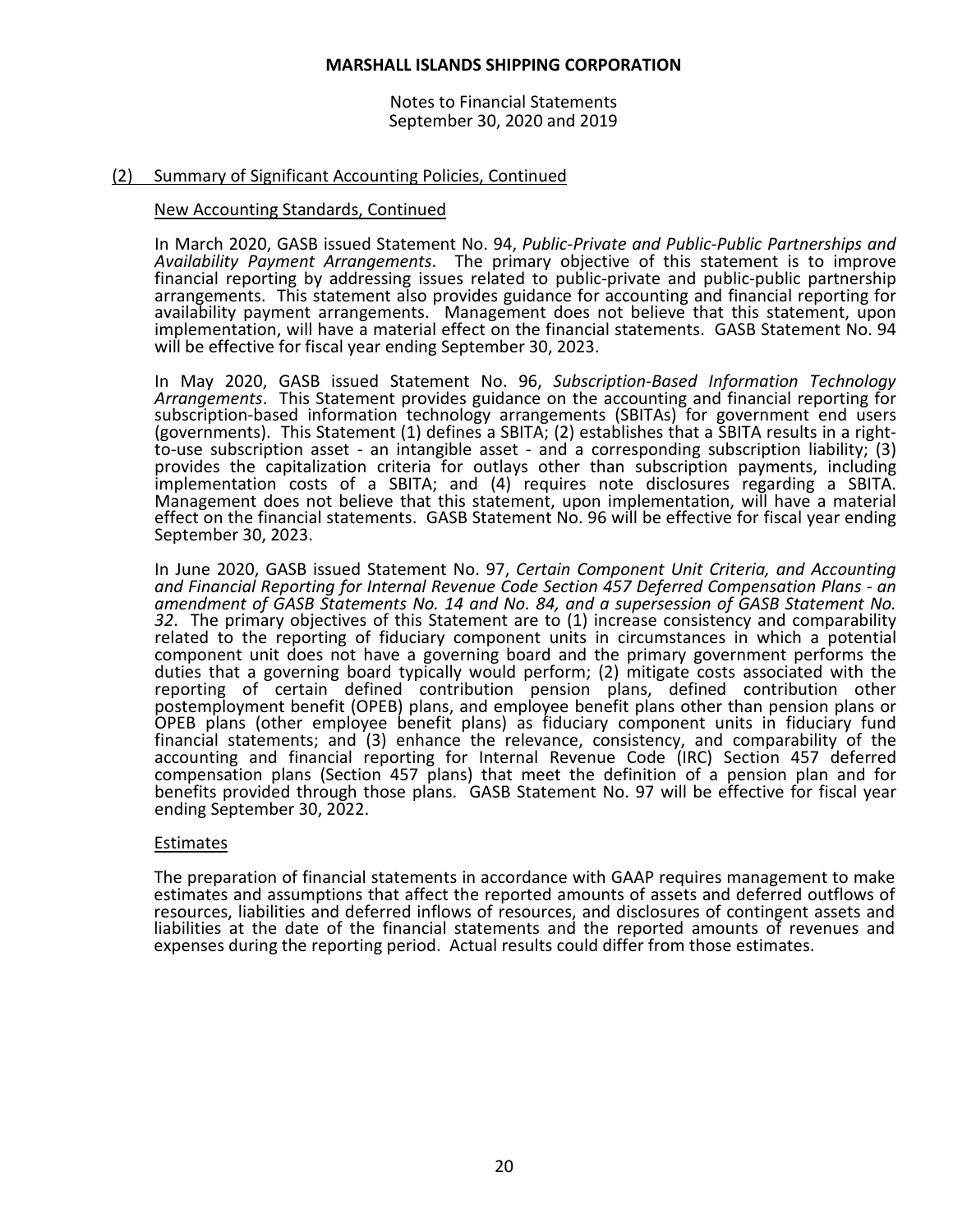# MARSHALL ISLANDS SHIPPING CORPORATION

Notes to Financial Statements
September 30, 2020 and 2019

## (2) Summary of Significant Accounting Policies, Continued

### New Accounting Standards, Continued

In March 2020, GASB issued Statement No. 94, *Public-Private and Public-Public Partnerships and Availability Payment Arrangements*. The primary objective of this statement is to improve financial reporting by addressing issues related to public-private and public-public partnership arrangements. This statement also provides guidance for accounting and financial reporting for availability payment arrangements. Management does not believe that this statement, upon implementation, will have a material effect on the financial statements. GASB Statement No. 94 will be effective for fiscal year ending September 30, 2023.

In May 2020, GASB issued Statement No. 96, *Subscription-Based Information Technology Arrangements*. This Statement provides guidance on the accounting and financial reporting for subscription-based information technology arrangements (SBITAs) for government end users (governments). This Statement (1) defines a SBITA; (2) establishes that a SBITA results in a right-to-use subscription asset - an intangible asset - and a corresponding subscription liability; (3) provides the capitalization criteria for outlays other than subscription payments, including implementation costs of a SBITA; and (4) requires note disclosures regarding a SBITA. Management does not believe that this statement, upon implementation, will have a material effect on the financial statements. GASB Statement No. 96 will be effective for fiscal year ending September 30, 2023.

In June 2020, GASB issued Statement No. 97, *Certain Component Unit Criteria, and Accounting and Financial Reporting for Internal Revenue Code Section 457 Deferred Compensation Plans - an amendment of GASB Statements No. 14 and No. 84, and a supersession of GASB Statement No. 32*. The primary objectives of this Statement are to (1) increase consistency and comparability related to the reporting of fiduciary component units in circumstances in which a potential component unit does not have a governing board and the primary government performs the duties that a governing board typically would perform; (2) mitigate costs associated with the reporting of certain defined contribution pension plans, defined contribution other postemployment benefit (OPEB) plans, and employee benefit plans other than pension plans or OPEB plans (other employee benefit plans) as fiduciary component units in fiduciary fund financial statements; and (3) enhance the relevance, consistency, and comparability of the accounting and financial reporting for Internal Revenue Code (IRC) Section 457 deferred compensation plans (Section 457 plans) that meet the definition of a pension plan and for benefits provided through those plans. GASB Statement No. 97 will be effective for fiscal year ending September 30, 2022.

### Estimates

The preparation of financial statements in accordance with GAAP requires management to make estimates and assumptions that affect the reported amounts of assets and deferred outflows of resources, liabilities and deferred inflows of resources, and disclosures of contingent assets and liabilities at the date of the financial statements and the reported amounts of revenues and expenses during the reporting period. Actual results could differ from those estimates.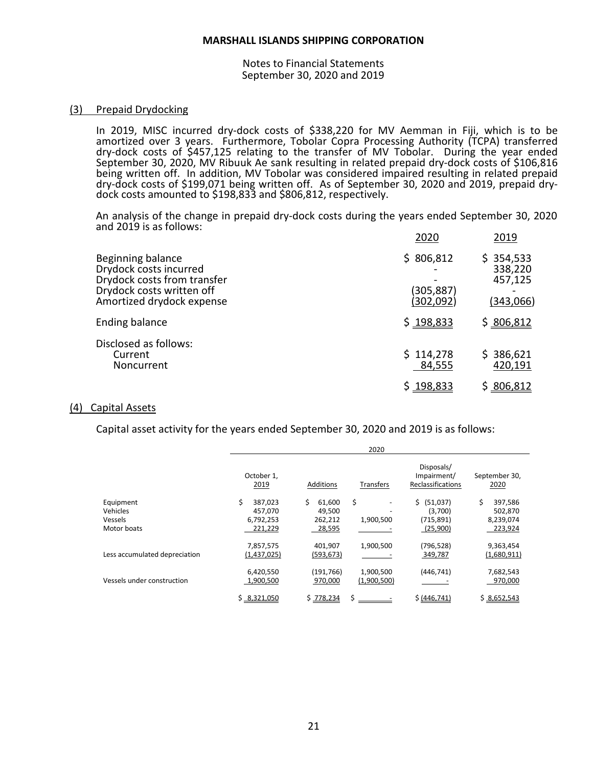## (3) Prepaid Drydocking

In 2019, MISC incurred dry-dock costs of $338,220 for MV Aemman in Fiji, which is to be amortized over 3 years. Furthermore, Tobolar Copra Processing Authority (TCPA) transferred dry-dock costs of $457,125 relating to the transfer of MV Tobolar. During the year ended September 30, 2020, MV Ribuuk Ae sank resulting in related prepaid dry-dock costs of $106,816 being written off. In addition, MV Tobolar was considered impaired resulting in related prepaid dry-dock costs of $199,071 being written off. As of September 30, 2020 and 2019, prepaid dry-dock costs amounted to $198,833 and $806,812, respectively.

An analysis of the change in prepaid dry-dock costs during the years ended September 30, 2020 and 2019 is as follows:

| | 2020 | 2019 |
|---|---|---|
| Beginning balance | $ 806,812 | $ 354,533 |
| Drydock costs incurred | - | 338,220 |
| Drydock costs from transfer | - | 457,125 |
| Drydock costs written off | (305,887) | - |
| Amortized drydock expense | (302,092) | (343,066) |
| Ending balance | $ 198,833 | $ 806,812 |
| Disclosed as follows: | | |
| Current | $ 114,278 | $ 386,621 |
| Noncurrent | 84,555 | 420,191 |
| | $ 198,833 | $ 806,812 |

## (4) Capital Assets

Capital asset activity for the years ended September 30, 2020 and 2019 is as follows:

| | 2020 | | | | |
|---|---|---|---|---|---|
| | October 1, 2019 | Additions | Transfers | Disposals/ Impairment/ Reclassifications | September 30, 2020 |
| Equipment | $ 387,023 | $ 61,600 | $ - | $ (51,037) | $ 397,586 |
| Vehicles | 457,070 | 49,500 | - | (3,700) | 502,870 |
| Vessels | 6,792,253 | 262,212 | 1,900,500 | (715,891) | 8,239,074 |
| Motor boats | 221,229 | 28,595 | - | (25,900) | 223,924 |
| | 7,857,575 | 401,907 | 1,900,500 | (796,528) | 9,363,454 |
| Less accumulated depreciation | (1,437,025) | (593,673) | - | 349,787 | (1,680,911) |
| | 6,420,550 | (191,766) | 1,900,500 | (446,741) | 7,682,543 |
| Vessels under construction | 1,900,500 | 970,000 | (1,900,500) | - | 970,000 |
| | $ 8,321,050 | $ 778,234 | $ - | $ (446,741) | $ 8,652,543 |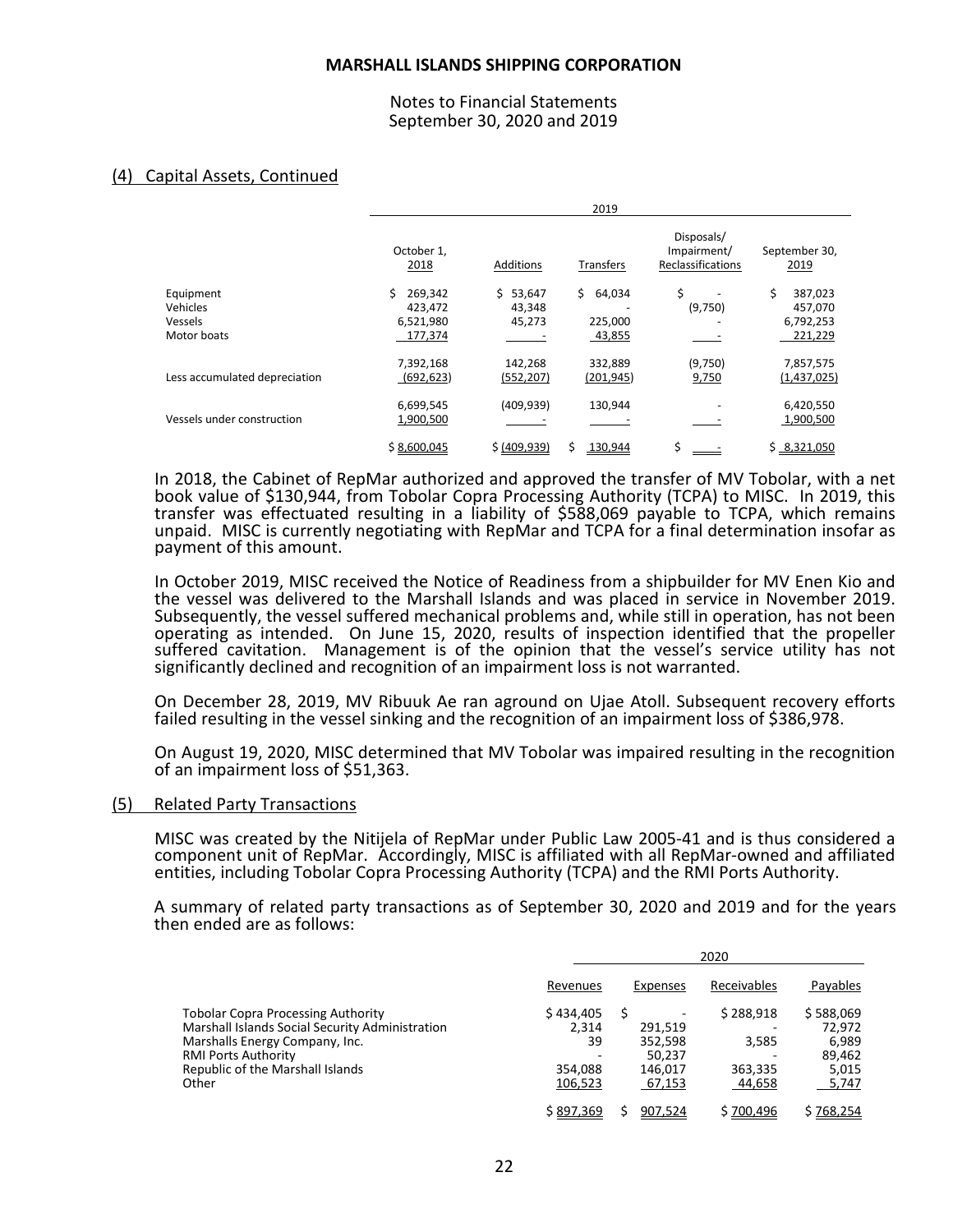## (4) Capital Assets, Continued

| | 2019 | | | | |
|---|---|---|---|---|---|
| | October 1, 2018 | Additions | Transfers | Disposals/ Impairment/ Reclassifications | September 30, 2019 |
| Equipment | $ 269,342 | $ 53,647 | $ 64,034 | $ - | $ 387,023 |
| Vehicles | 423,472 | 43,348 | - | (9,750) | 457,070 |
| Vessels | 6,521,980 | 45,273 | 225,000 | - | 6,792,253 |
| Motor boats | 177,374 | - | 43,855 | - | 221,229 |
| | 7,392,168 | 142,268 | 332,889 | (9,750) | 7,857,575 |
| Less accumulated depreciation | (692,623) | (552,207) | (201,945) | 9,750 | (1,437,025) |
| | 6,699,545 | (409,939) | 130,944 | - | 6,420,550 |
| Vessels under construction | 1,900,500 | - | - | - | 1,900,500 |
| | $ 8,600,045 | $ (409,939) | $ 130,944 | $ - | $ 8,321,050 |

In 2018, the Cabinet of RepMar authorized and approved the transfer of MV Tobolar, with a net book value of $130,944, from Tobolar Copra Processing Authority (TCPA) to MISC. In 2019, this transfer was effectuated resulting in a liability of $588,069 payable to TCPA, which remains unpaid. MISC is currently negotiating with RepMar and TCPA for a final determination insofar as payment of this amount.

In October 2019, MISC received the Notice of Readiness from a shipbuilder for MV Enen Kio and the vessel was delivered to the Marshall Islands and was placed in service in November 2019. Subsequently, the vessel suffered mechanical problems and, while still in operation, has not been operating as intended. On June 15, 2020, results of inspection identified that the propeller suffered cavitation. Management is of the opinion that the vessel's service utility has not significantly declined and recognition of an impairment loss is not warranted.

On December 28, 2019, MV Ribuuk Ae ran aground on Ujae Atoll. Subsequent recovery efforts failed resulting in the vessel sinking and the recognition of an impairment loss of $386,978.

On August 19, 2020, MISC determined that MV Tobolar was impaired resulting in the recognition of an impairment loss of $51,363.

## (5) Related Party Transactions

MISC was created by the Nitijela of RepMar under Public Law 2005-41 and is thus considered a component unit of RepMar. Accordingly, MISC is affiliated with all RepMar-owned and affiliated entities, including Tobolar Copra Processing Authority (TCPA) and the RMI Ports Authority.

A summary of related party transactions as of September 30, 2020 and 2019 and for the years then ended are as follows:

| | 2020 | | | |
|---|---|---|---|---|
| | Revenues | Expenses | Receivables | Payables |
| Tobolar Copra Processing Authority | $ 434,405 | $ - | $ 288,918 | $ 588,069 |
| Marshall Islands Social Security Administration | 2,314 | 291,519 | - | 72,972 |
| Marshalls Energy Company, Inc. | 39 | 352,598 | 3,585 | 6,989 |
| RMI Ports Authority | - | 50,237 | - | 89,462 |
| Republic of the Marshall Islands | 354,088 | 146,017 | 363,335 | 5,015 |
| Other | 106,523 | 67,153 | 44,658 | 5,747 |
| | $ 897,369 | $ 907,524 | $ 700,496 | $ 768,254 |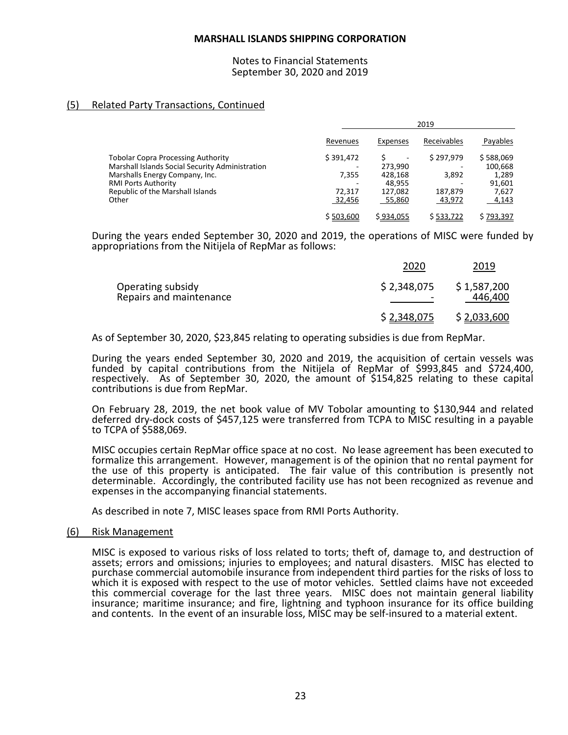## (5) Related Party Transactions, Continued

| | 2019 | | | |
|---|---|---|---|---|
| | Revenues | Expenses | Receivables | Payables |
| Tobolar Copra Processing Authority | $ 391,472 | $ - | $ 297,979 | $ 588,069 |
| Marshall Islands Social Security Administration | - | 273,990 | - | 100,668 |
| Marshalls Energy Company, Inc. | 7,355 | 428,168 | 3,892 | 1,289 |
| RMI Ports Authority | - | 48,955 | - | 91,601 |
| Republic of the Marshall Islands | 72,317 | 127,082 | 187,879 | 7,627 |
| Other | 32,456 | 55,860 | 43,972 | 4,143 |
| | $ 503,600 | $ 934,055 | $ 533,722 | $ 793,397 |

During the years ended September 30, 2020 and 2019, the operations of MISC were funded by appropriations from the Nitijela of RepMar as follows:

| | 2020 | 2019 |
|---|---|---|
| Operating subsidy | $ 2,348,075 | $ 1,587,200 |
| Repairs and maintenance | - | 446,400 |
| | $ 2,348,075 | $ 2,033,600 |

As of September 30, 2020, $23,845 relating to operating subsidies is due from RepMar.

During the years ended September 30, 2020 and 2019, the acquisition of certain vessels was funded by capital contributions from the Nitijela of RepMar of $993,845 and $724,400, respectively. As of September 30, 2020, the amount of $154,825 relating to these capital contributions is due from RepMar.

On February 28, 2019, the net book value of MV Tobolar amounting to $130,944 and related deferred dry-dock costs of $457,125 were transferred from TCPA to MISC resulting in a payable to TCPA of $588,069.

MISC occupies certain RepMar office space at no cost. No lease agreement has been executed to formalize this arrangement. However, management is of the opinion that no rental payment for the use of this property is anticipated. The fair value of this contribution is presently not determinable. Accordingly, the contributed facility use has not been recognized as revenue and expenses in the accompanying financial statements.

As described in note 7, MISC leases space from RMI Ports Authority.

## (6) Risk Management

MISC is exposed to various risks of loss related to torts; theft of, damage to, and destruction of assets; errors and omissions; injuries to employees; and natural disasters. MISC has elected to purchase commercial automobile insurance from independent third parties for the risks of loss to which it is exposed with respect to the use of motor vehicles. Settled claims have not exceeded this commercial coverage for the last three years. MISC does not maintain general liability insurance; maritime insurance; and fire, lightning and typhoon insurance for its office building and contents. In the event of an insurable loss, MISC may be self-insured to a material extent.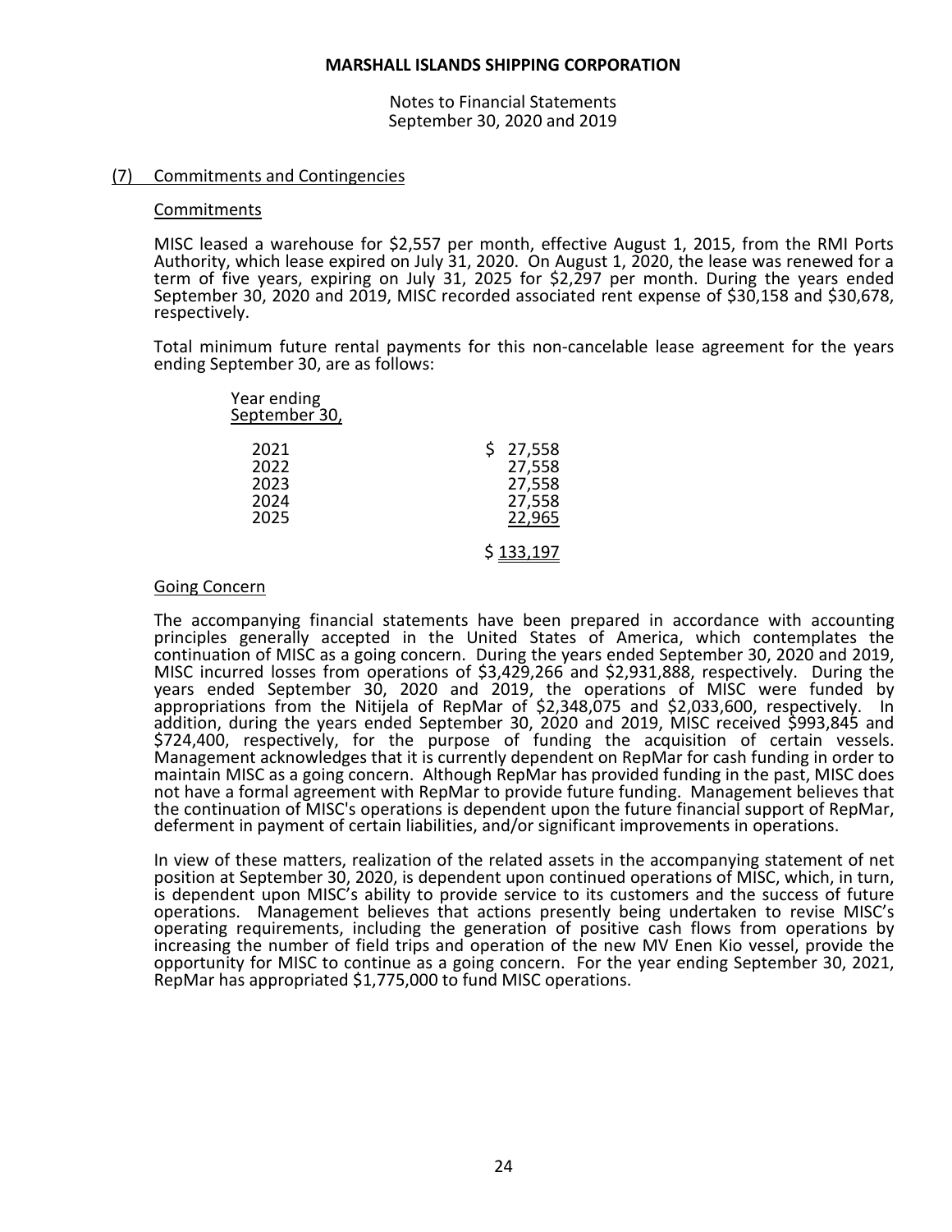# MARSHALL ISLANDS SHIPPING CORPORATION

Notes to Financial Statements
September 30, 2020 and 2019

## (7) Commitments and Contingencies

### Commitments

MISC leased a warehouse for $2,557 per month, effective August 1, 2015, from the RMI Ports Authority, which lease expired on July 31, 2020. On August 1, 2020, the lease was renewed for a term of five years, expiring on July 31, 2025 for $2,297 per month. During the years ended September 30, 2020 and 2019, MISC recorded associated rent expense of $30,158 and $30,678, respectively.

Total minimum future rental payments for this non-cancelable lease agreement for the years ending September 30, are as follows:

| Year ending September 30, | |
|---|---|
| 2021 | $ 27,558 |
| 2022 | 27,558 |
| 2023 | 27,558 |
| 2024 | 27,558 |
| 2025 | 22,965 |
| | $ 133,197 |

### Going Concern

The accompanying financial statements have been prepared in accordance with accounting principles generally accepted in the United States of America, which contemplates the continuation of MISC as a going concern. During the years ended September 30, 2020 and 2019, MISC incurred losses from operations of $3,429,266 and $2,931,888, respectively. During the years ended September 30, 2020 and 2019, the operations of MISC were funded by appropriations from the Nitijela of RepMar of $2,348,075 and $2,033,600, respectively. In addition, during the years ended September 30, 2020 and 2019, MISC received $993,845 and $724,400, respectively, for the purpose of funding the acquisition of certain vessels. Management acknowledges that it is currently dependent on RepMar for cash funding in order to maintain MISC as a going concern. Although RepMar has provided funding in the past, MISC does not have a formal agreement with RepMar to provide future funding. Management believes that the continuation of MISC's operations is dependent upon the future financial support of RepMar, deferment in payment of certain liabilities, and/or significant improvements in operations.

In view of these matters, realization of the related assets in the accompanying statement of net position at September 30, 2020, is dependent upon continued operations of MISC, which, in turn, is dependent upon MISC's ability to provide service to its customers and the success of future operations. Management believes that actions presently being undertaken to revise MISC's operating requirements, including the generation of positive cash flows from operations by increasing the number of field trips and operation of the new MV Enen Kio vessel, provide the opportunity for MISC to continue as a going concern. For the year ending September 30, 2021, RepMar has appropriated $1,775,000 to fund MISC operations.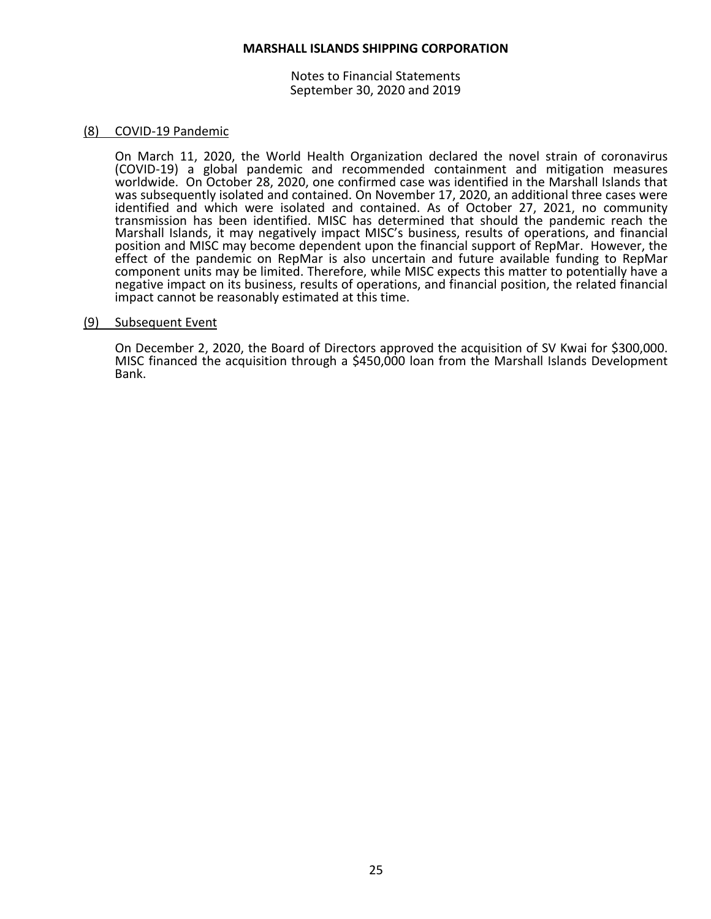## (8) COVID-19 Pandemic

On March 11, 2020, the World Health Organization declared the novel strain of coronavirus (COVID-19) a global pandemic and recommended containment and mitigation measures worldwide. On October 28, 2020, one confirmed case was identified in the Marshall Islands that was subsequently isolated and contained. On November 17, 2020, an additional three cases were identified and which were isolated and contained. As of October 27, 2021, no community transmission has been identified. MISC has determined that should the pandemic reach the Marshall Islands, it may negatively impact MISC's business, results of operations, and financial position and MISC may become dependent upon the financial support of RepMar. However, the effect of the pandemic on RepMar is also uncertain and future available funding to RepMar component units may be limited. Therefore, while MISC expects this matter to potentially have a negative impact on its business, results of operations, and financial position, the related financial impact cannot be reasonably estimated at this time.

## (9) Subsequent Event

On December 2, 2020, the Board of Directors approved the acquisition of SV Kwai for $300,000. MISC financed the acquisition through a $450,000 loan from the Marshall Islands Development Bank.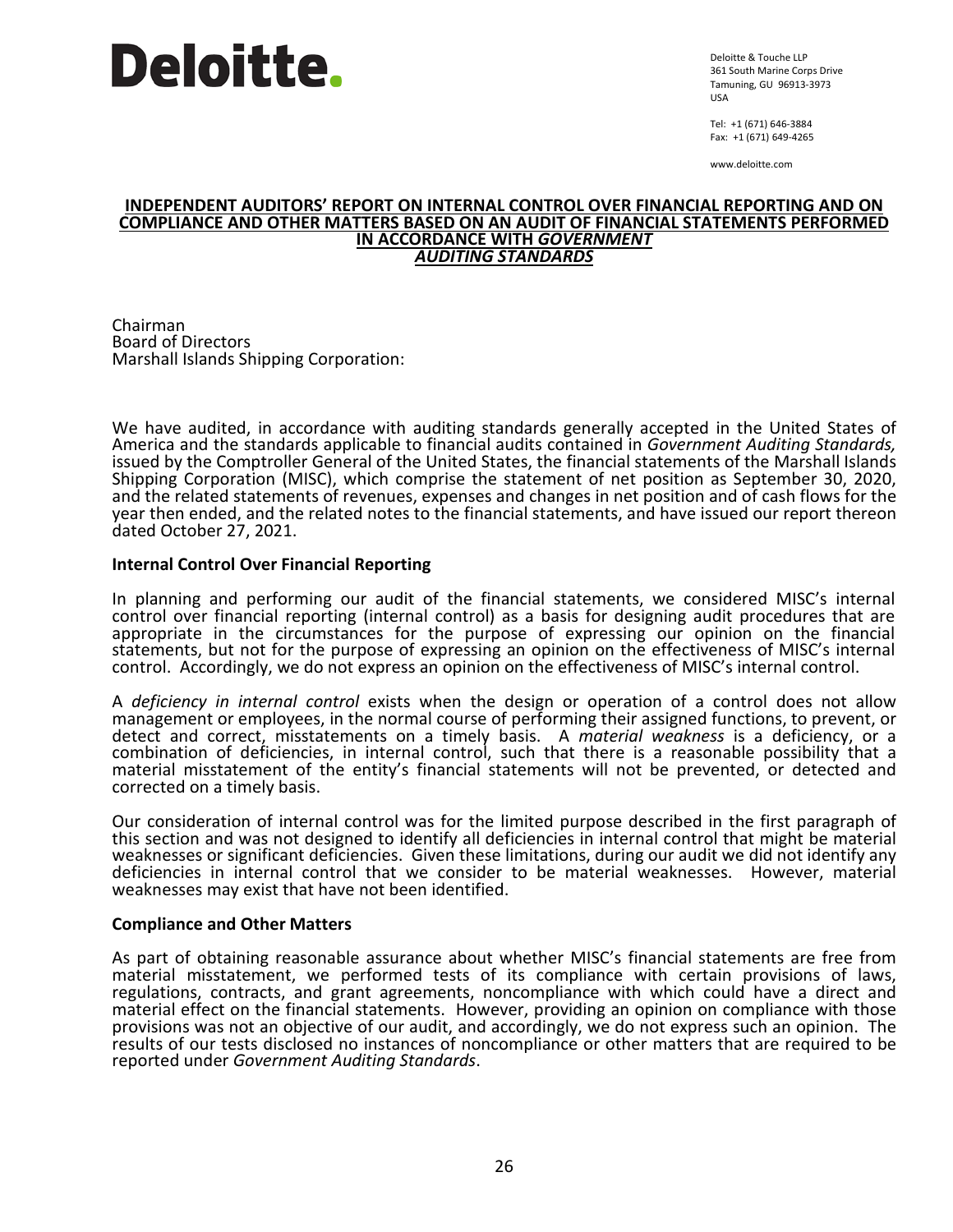**Deloitte.**

Deloitte & Touche LLP
361 South Marine Corps Drive
Tamuning, GU 96913-3973
USA

Tel: +1 (671) 646-3884
Fax: +1 (671) 649-4265

www.deloitte.com

# INDEPENDENT AUDITORS' REPORT ON INTERNAL CONTROL OVER FINANCIAL REPORTING AND ON COMPLIANCE AND OTHER MATTERS BASED ON AN AUDIT OF FINANCIAL STATEMENTS PERFORMED IN ACCORDANCE WITH *GOVERNMENT AUDITING STANDARDS*

Chairman
Board of Directors
Marshall Islands Shipping Corporation:

We have audited, in accordance with auditing standards generally accepted in the United States of America and the standards applicable to financial audits contained in *Government Auditing Standards,* issued by the Comptroller General of the United States, the financial statements of the Marshall Islands Shipping Corporation (MISC), which comprise the statement of net position as September 30, 2020, and the related statements of revenues, expenses and changes in net position and of cash flows for the year then ended, and the related notes to the financial statements, and have issued our report thereon dated October 27, 2021.

**Internal Control Over Financial Reporting**

In planning and performing our audit of the financial statements, we considered MISC's internal control over financial reporting (internal control) as a basis for designing audit procedures that are appropriate in the circumstances for the purpose of expressing our opinion on the financial statements, but not for the purpose of expressing an opinion on the effectiveness of MISC's internal control. Accordingly, we do not express an opinion on the effectiveness of MISC's internal control.

A *deficiency in internal control* exists when the design or operation of a control does not allow management or employees, in the normal course of performing their assigned functions, to prevent, or detect and correct, misstatements on a timely basis. A *material weakness* is a deficiency, or a combination of deficiencies, in internal control, such that there is a reasonable possibility that a material misstatement of the entity's financial statements will not be prevented, or detected and corrected on a timely basis.

Our consideration of internal control was for the limited purpose described in the first paragraph of this section and was not designed to identify all deficiencies in internal control that might be material weaknesses or significant deficiencies. Given these limitations, during our audit we did not identify any deficiencies in internal control that we consider to be material weaknesses. However, material weaknesses may exist that have not been identified.

**Compliance and Other Matters**

As part of obtaining reasonable assurance about whether MISC's financial statements are free from material misstatement, we performed tests of its compliance with certain provisions of laws, regulations, contracts, and grant agreements, noncompliance with which could have a direct and material effect on the financial statements. However, providing an opinion on compliance with those provisions was not an objective of our audit, and accordingly, we do not express such an opinion. The results of our tests disclosed no instances of noncompliance or other matters that are required to be reported under *Government Auditing Standards*.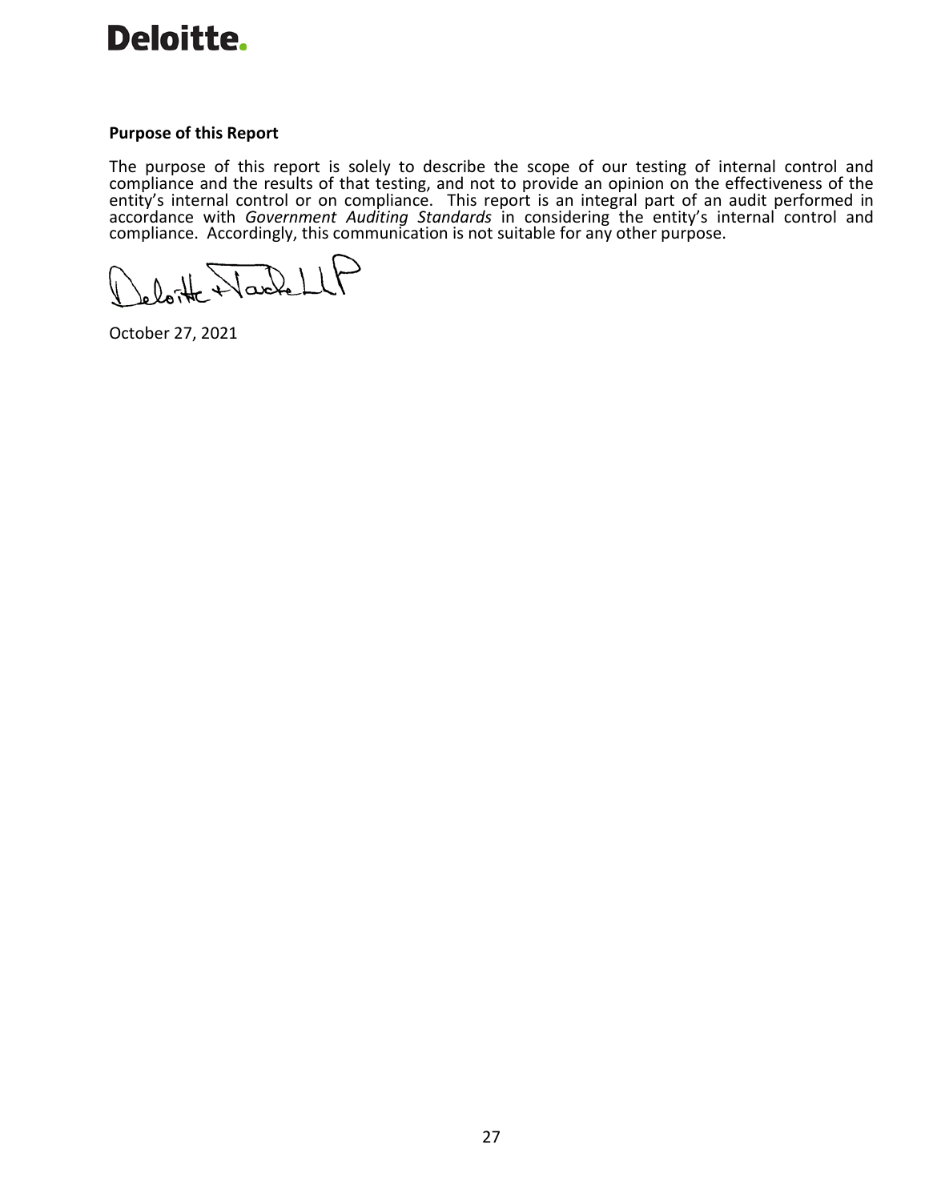**Purpose of this Report**

The purpose of this report is solely to describe the scope of our testing of internal control and compliance and the results of that testing, and not to provide an opinion on the effectiveness of the entity's internal control or on compliance. This report is an integral part of an audit performed in accordance with *Government Auditing Standards* in considering the entity's internal control and compliance. Accordingly, this communication is not suitable for any other purpose.

Deloitte & Touche LLP

October 27, 2021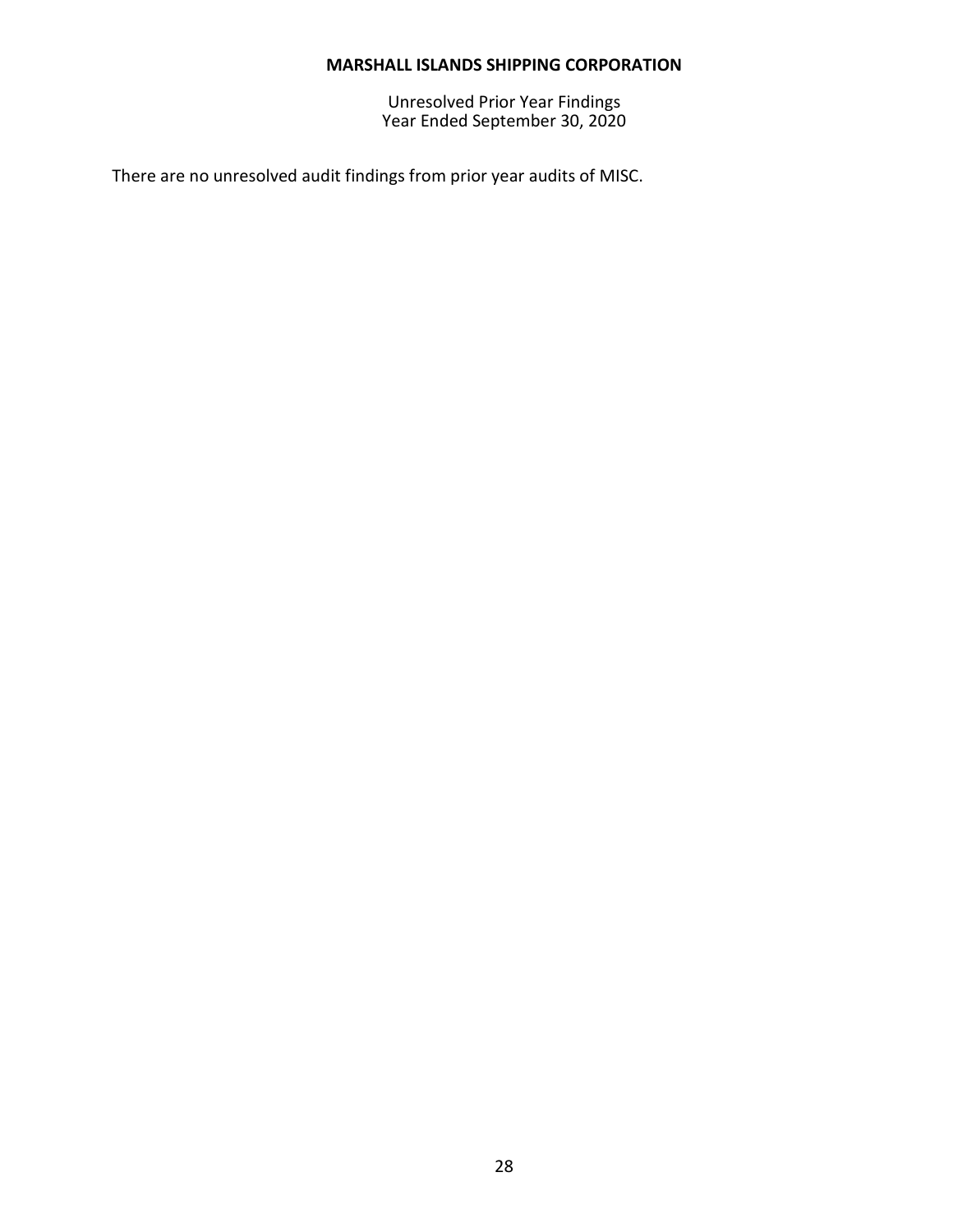**MARSHALL ISLANDS SHIPPING CORPORATION**

Unresolved Prior Year Findings
Year Ended September 30, 2020

There are no unresolved audit findings from prior year audits of MISC.